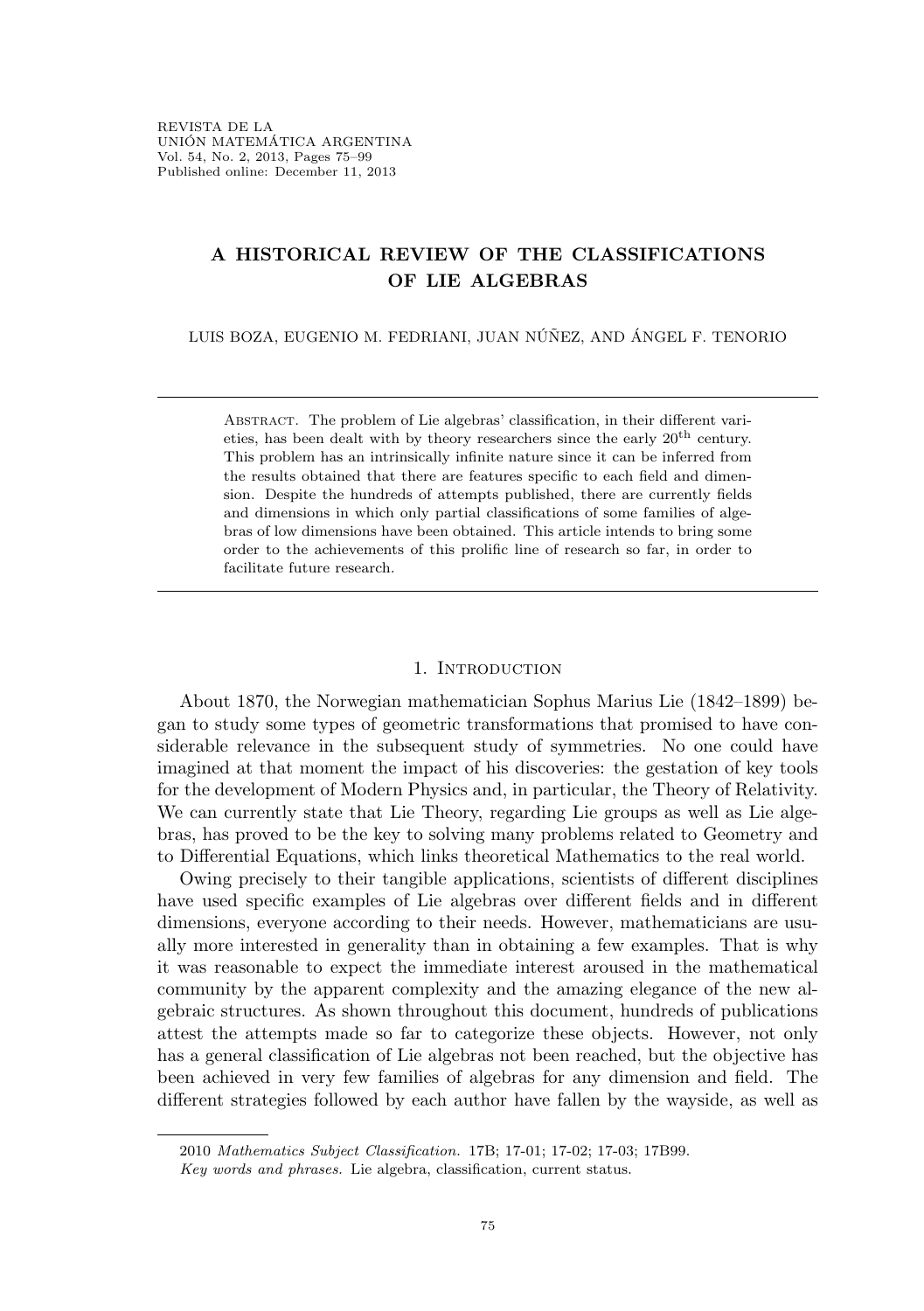# A HISTORICAL REVIEW OF THE CLASSIFICATIONS OF LIE ALGEBRAS

LUIS BOZA, EUGENIO M. FEDRIANI, JUAN NÚÑEZ, AND ÁNGEL F. TENORIO

---

Abstract. The problem of Lie algebras' classification, in their different varieties, has been dealt with by theory researchers since the early 20th century. This problem has an intrinsically infinite nature since it can be inferred from the results obtained that there are features specific to each field and dimension. Despite the hundreds of attempts published, there are currently fields and dimensions in which only partial classifications of some families of algebras of low dimensions have been obtained. This article intends to bring some order to the achievements of this prolific line of research so far, in order to facilitate future research.

---

## 1. Introduction

About 1870, the Norwegian mathematician Sophus Marius Lie (1842–1899) began to study some types of geometric transformations that promised to have considerable relevance in the subsequent study of symmetries. No one could have imagined at that moment the impact of his discoveries: the gestation of key tools for the development of Modern Physics and, in particular, the Theory of Relativity. We can currently state that Lie Theory, regarding Lie groups as well as Lie algebras, has proved to be the key to solving many problems related to Geometry and to Differential Equations, which links theoretical Mathematics to the real world.

Owing precisely to their tangible applications, scientists of different disciplines have used specific examples of Lie algebras over different fields and in different dimensions, everyone according to their needs. However, mathematicians are usually more interested in generality than in obtaining a few examples. That is why it was reasonable to expect the immediate interest aroused in the mathematical community by the apparent complexity and the amazing elegance of the new algebraic structures. As shown throughout this document, hundreds of publications attest the attempts made so far to categorize these objects. However, not only has a general classification of Lie algebras not been reached, but the objective has been achieved in very few families of algebras for any dimension and field. The different strategies followed by each author have fallen by the wayside, as well as

---

2010 *Mathematics Subject Classification.* 17B; 17-01; 17-02; 17-03; 17B99.

*Key words and phrases.* Lie algebra, classification, current status.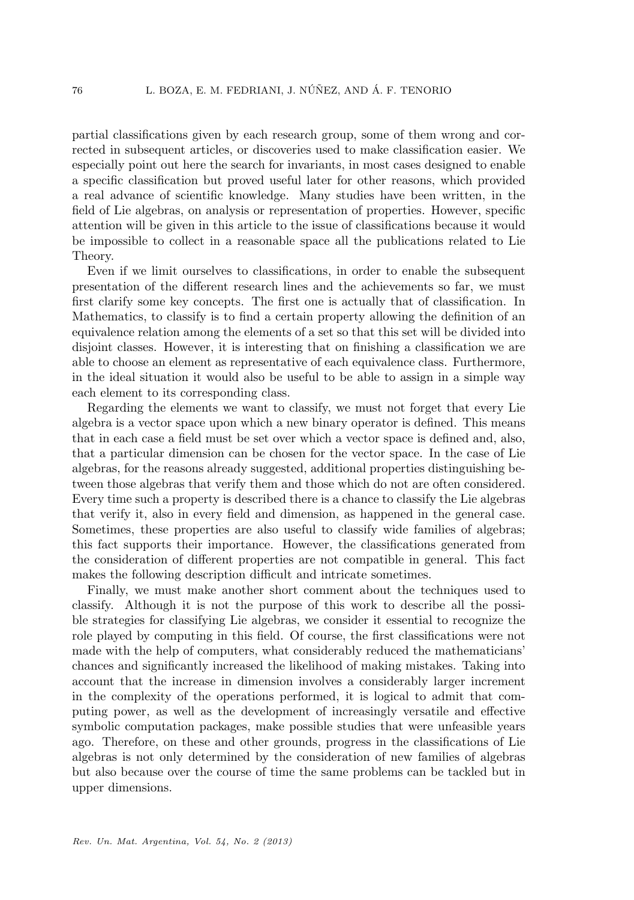partial classifications given by each research group, some of them wrong and corrected in subsequent articles, or discoveries used to make classification easier. We especially point out here the search for invariants, in most cases designed to enable a specific classification but proved useful later for other reasons, which provided a real advance of scientific knowledge. Many studies have been written, in the field of Lie algebras, on analysis or representation of properties. However, specific attention will be given in this article to the issue of classifications because it would be impossible to collect in a reasonable space all the publications related to Lie Theory.

Even if we limit ourselves to classifications, in order to enable the subsequent presentation of the different research lines and the achievements so far, we must first clarify some key concepts. The first one is actually that of classification. In Mathematics, to classify is to find a certain property allowing the definition of an equivalence relation among the elements of a set so that this set will be divided into disjoint classes. However, it is interesting that on finishing a classification we are able to choose an element as representative of each equivalence class. Furthermore, in the ideal situation it would also be useful to be able to assign in a simple way each element to its corresponding class.

Regarding the elements we want to classify, we must not forget that every Lie algebra is a vector space upon which a new binary operator is defined. This means that in each case a field must be set over which a vector space is defined and, also, that a particular dimension can be chosen for the vector space. In the case of Lie algebras, for the reasons already suggested, additional properties distinguishing between those algebras that verify them and those which do not are often considered. Every time such a property is described there is a chance to classify the Lie algebras that verify it, also in every field and dimension, as happened in the general case. Sometimes, these properties are also useful to classify wide families of algebras; this fact supports their importance. However, the classifications generated from the consideration of different properties are not compatible in general. This fact makes the following description difficult and intricate sometimes.

Finally, we must make another short comment about the techniques used to classify. Although it is not the purpose of this work to describe all the possible strategies for classifying Lie algebras, we consider it essential to recognize the role played by computing in this field. Of course, the first classifications were not made with the help of computers, what considerably reduced the mathematicians' chances and significantly increased the likelihood of making mistakes. Taking into account that the increase in dimension involves a considerably larger increment in the complexity of the operations performed, it is logical to admit that computing power, as well as the development of increasingly versatile and effective symbolic computation packages, make possible studies that were unfeasible years ago. Therefore, on these and other grounds, progress in the classifications of Lie algebras is not only determined by the consideration of new families of algebras but also because over the course of time the same problems can be tackled but in upper dimensions.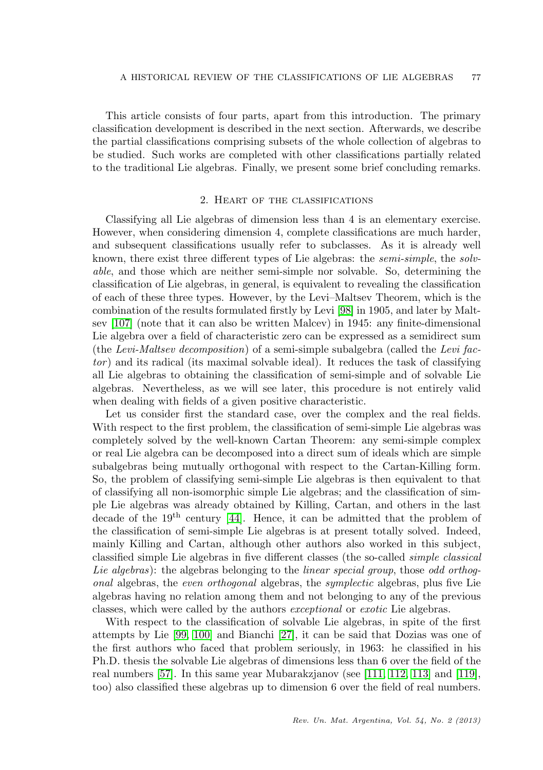This article consists of four parts, apart from this introduction. The primary classification development is described in the next section. Afterwards, we describe the partial classifications comprising subsets of the whole collection of algebras to be studied. Such works are completed with other classifications partially related to the traditional Lie algebras. Finally, we present some brief concluding remarks.

## 2. Heart of the classifications

Classifying all Lie algebras of dimension less than 4 is an elementary exercise. However, when considering dimension 4, complete classifications are much harder, and subsequent classifications usually refer to subclasses. As it is already well known, there exist three different types of Lie algebras: the *semi-simple*, the *solvable*, and those which are neither semi-simple nor solvable. So, determining the classification of Lie algebras, in general, is equivalent to revealing the classification of each of these three types. However, by the Levi–Maltsev Theorem, which is the combination of the results formulated firstly by Levi [98] in 1905, and later by Maltsev [107] (note that it can also be written Malcev) in 1945: any finite-dimensional Lie algebra over a field of characteristic zero can be expressed as a semidirect sum (the *Levi-Maltsev decomposition*) of a semi-simple subalgebra (called the *Levi factor*) and its radical (its maximal solvable ideal). It reduces the task of classifying all Lie algebras to obtaining the classification of semi-simple and of solvable Lie algebras. Nevertheless, as we will see later, this procedure is not entirely valid when dealing with fields of a given positive characteristic.

Let us consider first the standard case, over the complex and the real fields. With respect to the first problem, the classification of semi-simple Lie algebras was completely solved by the well-known Cartan Theorem: any semi-simple complex or real Lie algebra can be decomposed into a direct sum of ideals which are simple subalgebras being mutually orthogonal with respect to the Cartan-Killing form. So, the problem of classifying semi-simple Lie algebras is then equivalent to that of classifying all non-isomorphic simple Lie algebras; and the classification of simple Lie algebras was already obtained by Killing, Cartan, and others in the last decade of the $19^{\text{th}}$ century [44]. Hence, it can be admitted that the problem of the classification of semi-simple Lie algebras is at present totally solved. Indeed, mainly Killing and Cartan, although other authors also worked in this subject, classified simple Lie algebras in five different classes (the so-called *simple classical Lie algebras*): the algebras belonging to the *linear special group*, those *odd orthogonal* algebras, the *even orthogonal* algebras, the *symplectic* algebras, plus five Lie algebras having no relation among them and not belonging to any of the previous classes, which were called by the authors *exceptional* or *exotic* Lie algebras.

With respect to the classification of solvable Lie algebras, in spite of the first attempts by Lie [99, 100] and Bianchi [27], it can be said that Dozias was one of the first authors who faced that problem seriously, in 1963: he classified in his Ph.D. thesis the solvable Lie algebras of dimensions less than 6 over the field of the real numbers [57]. In this same year Mubarakzjanov (see [111, 112, 113] and [119], too) also classified these algebras up to dimension 6 over the field of real numbers.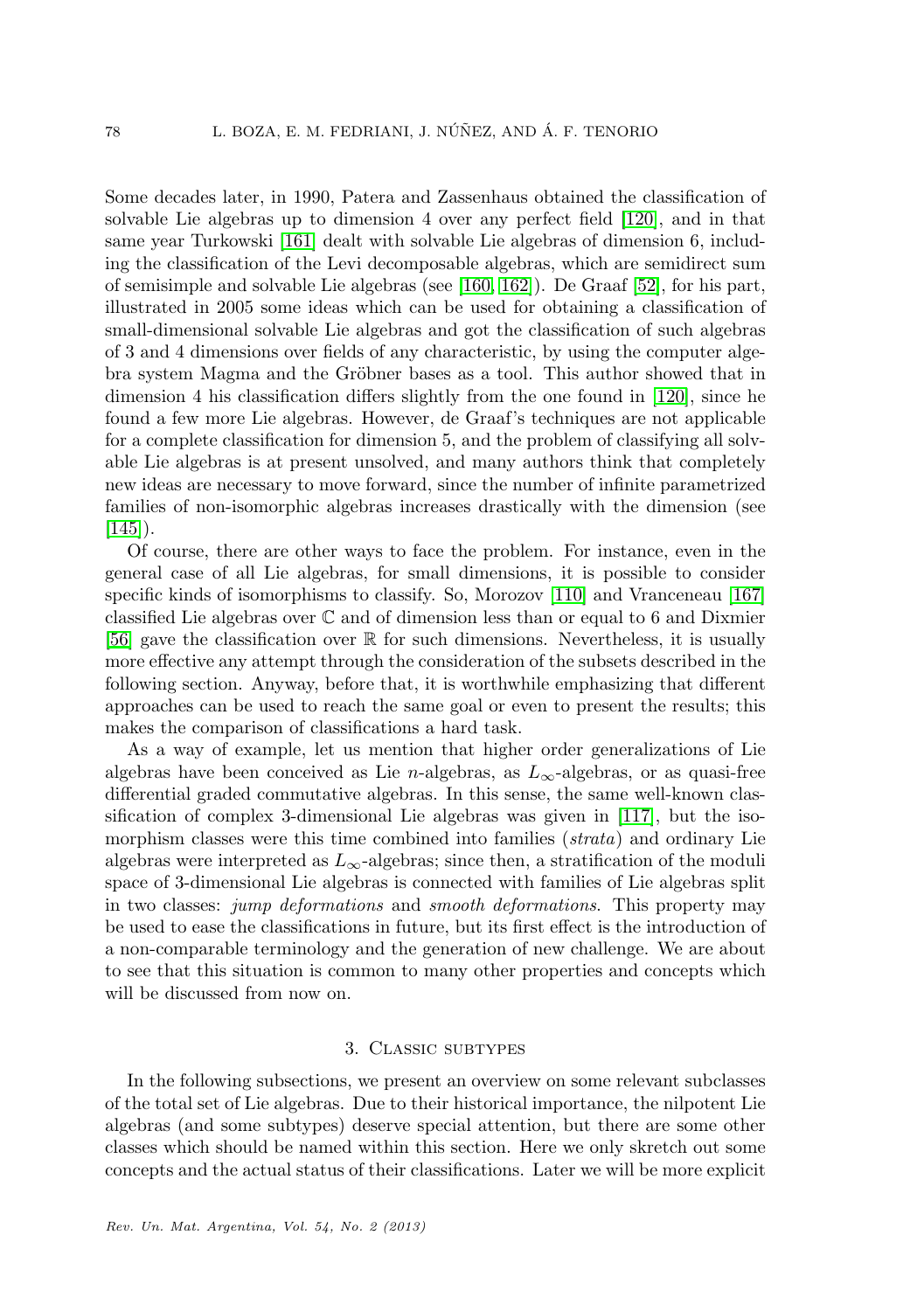Some decades later, in 1990, Patera and Zassenhaus obtained the classification of solvable Lie algebras up to dimension 4 over any perfect field [120], and in that same year Turkowski [161] dealt with solvable Lie algebras of dimension 6, including the classification of the Levi decomposable algebras, which are semidirect sum of semisimple and solvable Lie algebras (see [160, 162]). De Graaf [52], for his part, illustrated in 2005 some ideas which can be used for obtaining a classification of small-dimensional solvable Lie algebras and got the classification of such algebras of 3 and 4 dimensions over fields of any characteristic, by using the computer algebra system Magma and the Gröbner bases as a tool. This author showed that in dimension 4 his classification differs slightly from the one found in [120], since he found a few more Lie algebras. However, de Graaf's techniques are not applicable for a complete classification for dimension 5, and the problem of classifying all solvable Lie algebras is at present unsolved, and many authors think that completely new ideas are necessary to move forward, since the number of infinite parametrized families of non-isomorphic algebras increases drastically with the dimension (see [145]).

Of course, there are other ways to face the problem. For instance, even in the general case of all Lie algebras, for small dimensions, it is possible to consider specific kinds of isomorphisms to classify. So, Morozov [110] and Vranceneau [167] classified Lie algebras over $\mathbb{C}$ and of dimension less than or equal to 6 and Dixmier [56] gave the classification over $\mathbb{R}$ for such dimensions. Nevertheless, it is usually more effective any attempt through the consideration of the subsets described in the following section. Anyway, before that, it is worthwhile emphasizing that different approaches can be used to reach the same goal or even to present the results; this makes the comparison of classifications a hard task.

As a way of example, let us mention that higher order generalizations of Lie algebras have been conceived as Lie $n$-algebras, as $L_\infty$-algebras, or as quasi-free differential graded commutative algebras. In this sense, the same well-known classification of complex 3-dimensional Lie algebras was given in [117], but the isomorphism classes were this time combined into families (*strata*) and ordinary Lie algebras were interpreted as $L_\infty$-algebras; since then, a stratification of the moduli space of 3-dimensional Lie algebras is connected with families of Lie algebras split in two classes: *jump deformations* and *smooth deformations*. This property may be used to ease the classifications in future, but its first effect is the introduction of a non-comparable terminology and the generation of new challenge. We are about to see that this situation is common to many other properties and concepts which will be discussed from now on.

## 3. Classic subtypes

In the following subsections, we present an overview on some relevant subclasses of the total set of Lie algebras. Due to their historical importance, the nilpotent Lie algebras (and some subtypes) deserve special attention, but there are some other classes which should be named within this section. Here we only skretch out some concepts and the actual status of their classifications. Later we will be more explicit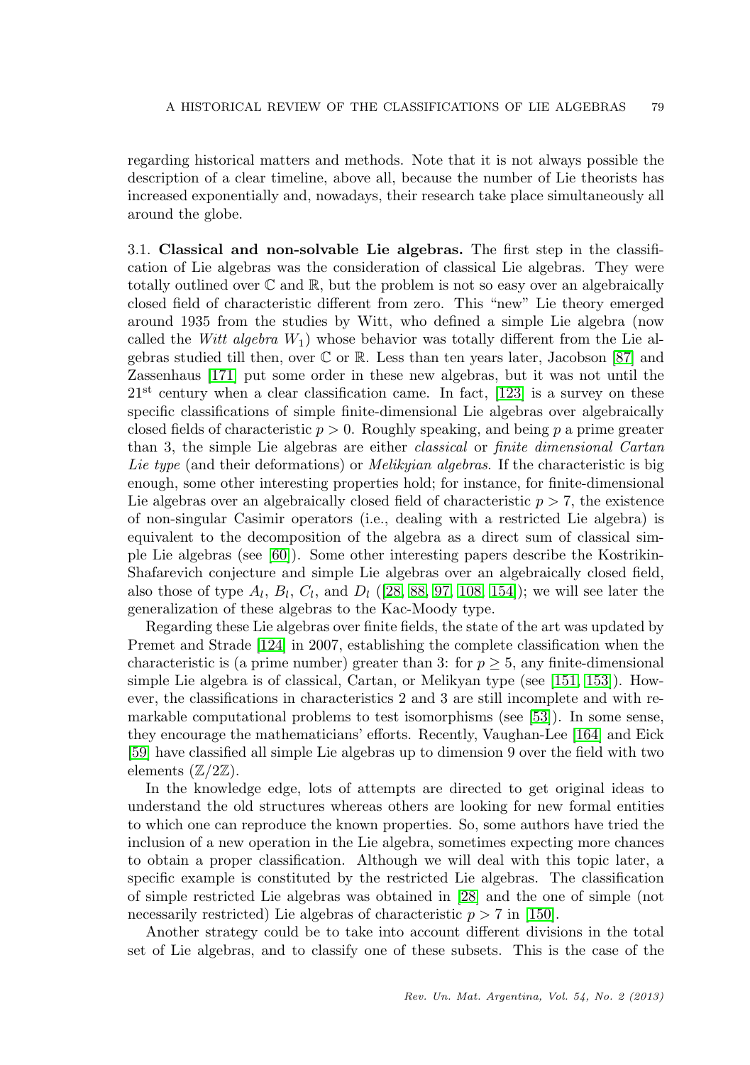regarding historical matters and methods. Note that it is not always possible the description of a clear timeline, above all, because the number of Lie theorists has increased exponentially and, nowadays, their research take place simultaneously all around the globe.

3.1. **Classical and non-solvable Lie algebras.** The first step in the classification of Lie algebras was the consideration of classical Lie algebras. They were totally outlined over $\mathbb{C}$ and $\mathbb{R}$, but the problem is not so easy over an algebraically closed field of characteristic different from zero. This "new" Lie theory emerged around 1935 from the studies by Witt, who defined a simple Lie algebra (now called the *Witt algebra* $W_1$) whose behavior was totally different from the Lie algebras studied till then, over $\mathbb{C}$ or $\mathbb{R}$. Less than ten years later, Jacobson [87] and Zassenhaus [171] put some order in these new algebras, but it was not until the $21^{\text{st}}$ century when a clear classification came. In fact, [123] is a survey on these specific classifications of simple finite-dimensional Lie algebras over algebraically closed fields of characteristic $p > 0$. Roughly speaking, and being $p$ a prime greater than 3, the simple Lie algebras are either *classical* or *finite dimensional Cartan Lie type* (and their deformations) or *Melikyian algebras*. If the characteristic is big enough, some other interesting properties hold; for instance, for finite-dimensional Lie algebras over an algebraically closed field of characteristic $p > 7$, the existence of non-singular Casimir operators (i.e., dealing with a restricted Lie algebra) is equivalent to the decomposition of the algebra as a direct sum of classical simple Lie algebras (see [60]). Some other interesting papers describe the Kostrikin-Shafarevich conjecture and simple Lie algebras over an algebraically closed field, also those of type $A_l$, $B_l$, $C_l$, and $D_l$ ([28, 88, 97, 108, 154]); we will see later the generalization of these algebras to the Kac-Moody type.

Regarding these Lie algebras over finite fields, the state of the art was updated by Premet and Strade [124] in 2007, establishing the complete classification when the characteristic is (a prime number) greater than 3: for $p \geq 5$, any finite-dimensional simple Lie algebra is of classical, Cartan, or Melikyan type (see [151, 153]). However, the classifications in characteristics 2 and 3 are still incomplete and with remarkable computational problems to test isomorphisms (see [53]). In some sense, they encourage the mathematicians' efforts. Recently, Vaughan-Lee [164] and Eick [59] have classified all simple Lie algebras up to dimension 9 over the field with two elements ($\mathbb{Z}/2\mathbb{Z}$).

In the knowledge edge, lots of attempts are directed to get original ideas to understand the old structures whereas others are looking for new formal entities to which one can reproduce the known properties. So, some authors have tried the inclusion of a new operation in the Lie algebra, sometimes expecting more chances to obtain a proper classification. Although we will deal with this topic later, a specific example is constituted by the restricted Lie algebras. The classification of simple restricted Lie algebras was obtained in [28] and the one of simple (not necessarily restricted) Lie algebras of characteristic $p > 7$ in [150].

Another strategy could be to take into account different divisions in the total set of Lie algebras, and to classify one of these subsets. This is the case of the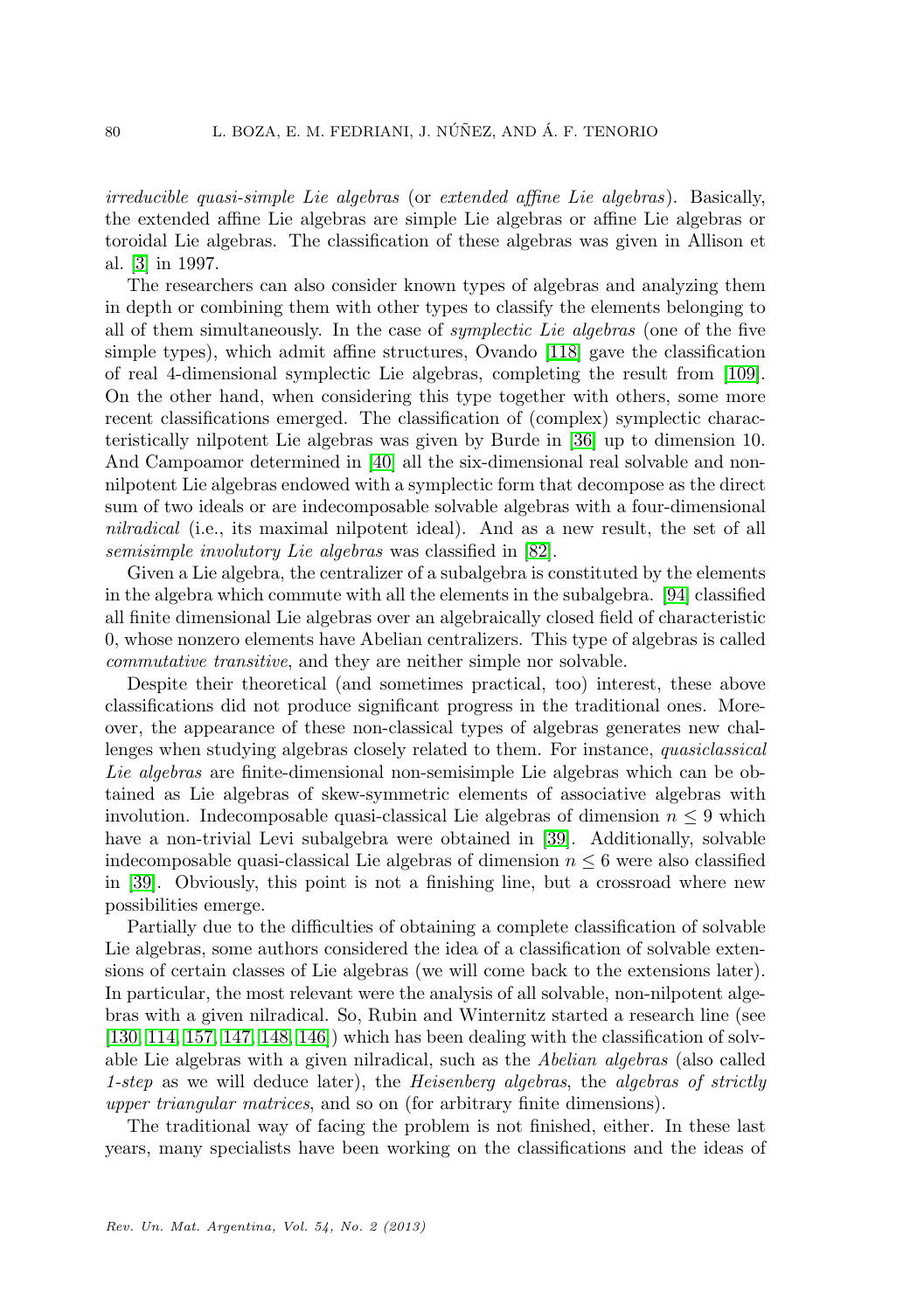*irreducible quasi-simple Lie algebras* (or *extended affine Lie algebras*). Basically, the extended affine Lie algebras are simple Lie algebras or affine Lie algebras or toroidal Lie algebras. The classification of these algebras was given in Allison et al. [3] in 1997.

The researchers can also consider known types of algebras and analyzing them in depth or combining them with other types to classify the elements belonging to all of them simultaneously. In the case of *symplectic Lie algebras* (one of the five simple types), which admit affine structures, Ovando [118] gave the classification of real 4-dimensional symplectic Lie algebras, completing the result from [109]. On the other hand, when considering this type together with others, some more recent classifications emerged. The classification of (complex) symplectic characteristically nilpotent Lie algebras was given by Burde in [36] up to dimension 10. And Campoamor determined in [40] all the six-dimensional real solvable and non-nilpotent Lie algebras endowed with a symplectic form that decompose as the direct sum of two ideals or are indecomposable solvable algebras with a four-dimensional *nilradical* (i.e., its maximal nilpotent ideal). And as a new result, the set of all *semisimple involutory Lie algebras* was classified in [82].

Given a Lie algebra, the centralizer of a subalgebra is constituted by the elements in the algebra which commute with all the elements in the subalgebra. [94] classified all finite dimensional Lie algebras over an algebraically closed field of characteristic 0, whose nonzero elements have Abelian centralizers. This type of algebras is called *commutative transitive*, and they are neither simple nor solvable.

Despite their theoretical (and sometimes practical, too) interest, these above classifications did not produce significant progress in the traditional ones. Moreover, the appearance of these non-classical types of algebras generates new challenges when studying algebras closely related to them. For instance, *quasiclassical Lie algebras* are finite-dimensional non-semisimple Lie algebras which can be obtained as Lie algebras of skew-symmetric elements of associative algebras with involution. Indecomposable quasi-classical Lie algebras of dimension $n \leq 9$ which have a non-trivial Levi subalgebra were obtained in [39]. Additionally, solvable indecomposable quasi-classical Lie algebras of dimension $n \leq 6$ were also classified in [39]. Obviously, this point is not a finishing line, but a crossroad where new possibilities emerge.

Partially due to the difficulties of obtaining a complete classification of solvable Lie algebras, some authors considered the idea of a classification of solvable extensions of certain classes of Lie algebras (we will come back to the extensions later). In particular, the most relevant were the analysis of all solvable, non-nilpotent algebras with a given nilradical. So, Rubin and Winternitz started a research line (see [130, 114, 157, 147, 148, 146]) which has been dealing with the classification of solvable Lie algebras with a given nilradical, such as the *Abelian algebras* (also called *1-step* as we will deduce later), the *Heisenberg algebras*, the *algebras of strictly upper triangular matrices*, and so on (for arbitrary finite dimensions).

The traditional way of facing the problem is not finished, either. In these last years, many specialists have been working on the classifications and the ideas of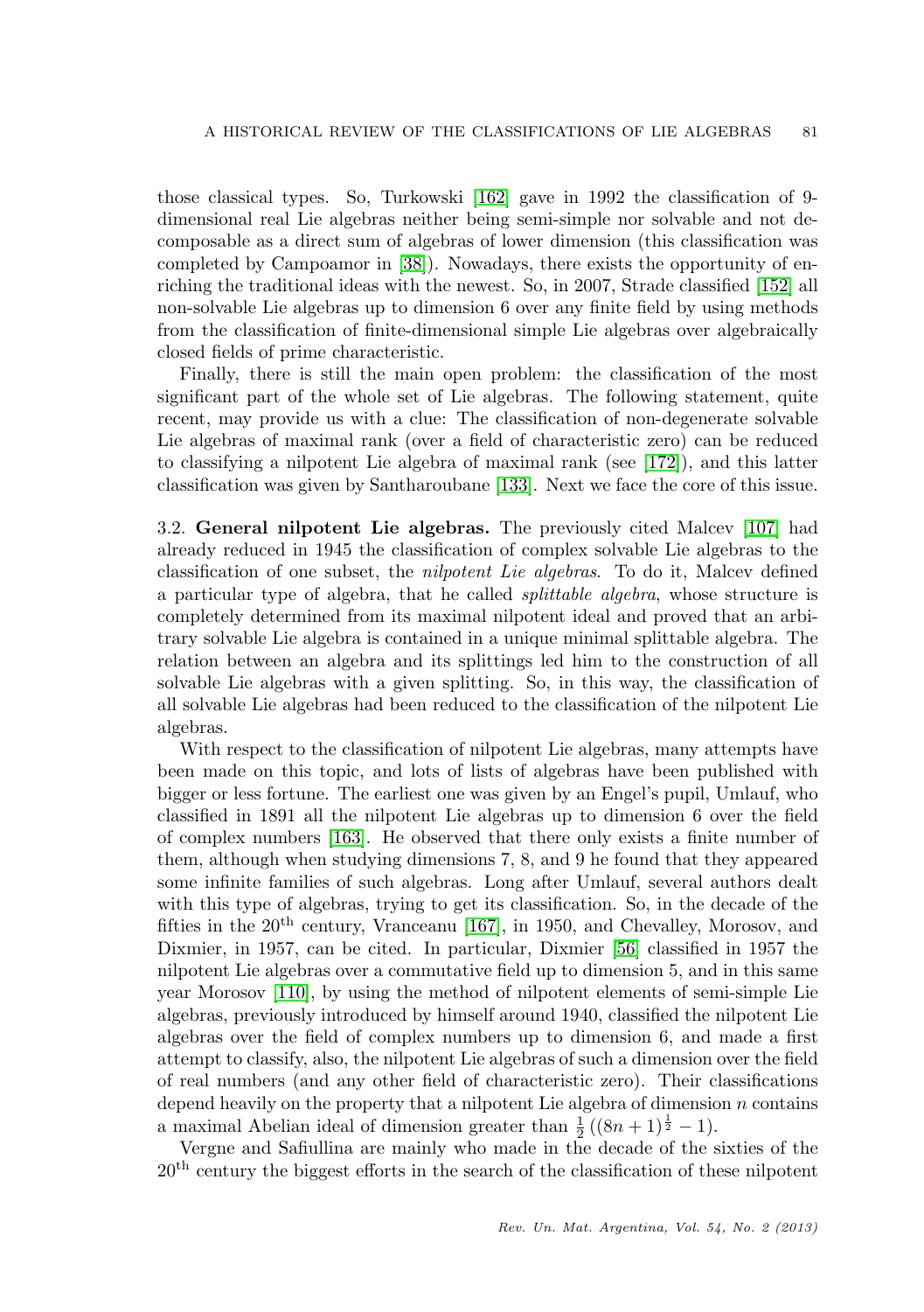those classical types. So, Turkowski [162] gave in 1992 the classification of 9-dimensional real Lie algebras neither being semi-simple nor solvable and not decomposable as a direct sum of algebras of lower dimension (this classification was completed by Campoamor in [38]). Nowadays, there exists the opportunity of enriching the traditional ideas with the newest. So, in 2007, Strade classified [152] all non-solvable Lie algebras up to dimension 6 over any finite field by using methods from the classification of finite-dimensional simple Lie algebras over algebraically closed fields of prime characteristic.

Finally, there is still the main open problem: the classification of the most significant part of the whole set of Lie algebras. The following statement, quite recent, may provide us with a clue: The classification of non-degenerate solvable Lie algebras of maximal rank (over a field of characteristic zero) can be reduced to classifying a nilpotent Lie algebra of maximal rank (see [172]), and this latter classification was given by Santharoubane [133]. Next we face the core of this issue.

3.2. **General nilpotent Lie algebras.** The previously cited Malcev [107] had already reduced in 1945 the classification of complex solvable Lie algebras to the classification of one subset, the *nilpotent Lie algebras*. To do it, Malcev defined a particular type of algebra, that he called *splittable algebra*, whose structure is completely determined from its maximal nilpotent ideal and proved that an arbitrary solvable Lie algebra is contained in a unique minimal splittable algebra. The relation between an algebra and its splittings led him to the construction of all solvable Lie algebras with a given splitting. So, in this way, the classification of all solvable Lie algebras had been reduced to the classification of the nilpotent Lie algebras.

With respect to the classification of nilpotent Lie algebras, many attempts have been made on this topic, and lots of lists of algebras have been published with bigger or less fortune. The earliest one was given by an Engel's pupil, Umlauf, who classified in 1891 all the nilpotent Lie algebras up to dimension 6 over the field of complex numbers [163]. He observed that there only exists a finite number of them, although when studying dimensions 7, 8, and 9 he found that they appeared some infinite families of such algebras. Long after Umlauf, several authors dealt with this type of algebras, trying to get its classification. So, in the decade of the fifties in the 20th century, Vranceanu [167], in 1950, and Chevalley, Morosov, and Dixmier, in 1957, can be cited. In particular, Dixmier [56] classified in 1957 the nilpotent Lie algebras over a commutative field up to dimension 5, and in this same year Morosov [110], by using the method of nilpotent elements of semi-simple Lie algebras, previously introduced by himself around 1940, classified the nilpotent Lie algebras over the field of complex numbers up to dimension 6, and made a first attempt to classify, also, the nilpotent Lie algebras of such a dimension over the field of real numbers (and any other field of characteristic zero). Their classifications depend heavily on the property that a nilpotent Lie algebra of dimension $n$ contains a maximal Abelian ideal of dimension greater than $\frac{1}{2}\left((8n+1)^{\frac{1}{2}}-1\right)$.

Vergne and Safiullina are mainly who made in the decade of the sixties of the 20th century the biggest efforts in the search of the classification of these nilpotent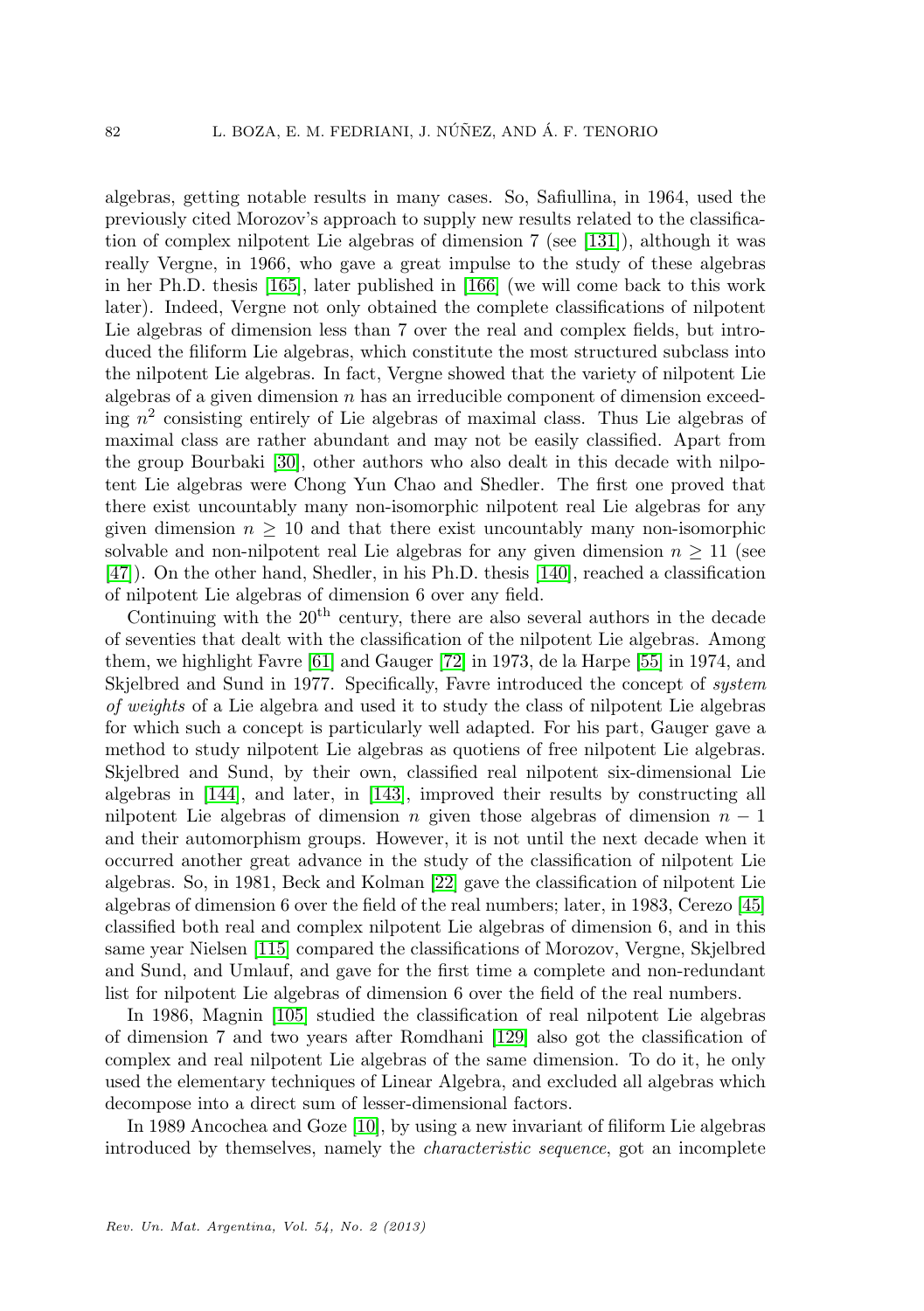algebras, getting notable results in many cases. So, Safiullina, in 1964, used the previously cited Morozov's approach to supply new results related to the classification of complex nilpotent Lie algebras of dimension 7 (see [131]), although it was really Vergne, in 1966, who gave a great impulse to the study of these algebras in her Ph.D. thesis [165], later published in [166] (we will come back to this work later). Indeed, Vergne not only obtained the complete classifications of nilpotent Lie algebras of dimension less than 7 over the real and complex fields, but introduced the filiform Lie algebras, which constitute the most structured subclass into the nilpotent Lie algebras. In fact, Vergne showed that the variety of nilpotent Lie algebras of a given dimension $n$ has an irreducible component of dimension exceeding $n^2$ consisting entirely of Lie algebras of maximal class. Thus Lie algebras of maximal class are rather abundant and may not be easily classified. Apart from the group Bourbaki [30], other authors who also dealt in this decade with nilpotent Lie algebras were Chong Yun Chao and Shedler. The first one proved that there exist uncountably many non-isomorphic nilpotent real Lie algebras for any given dimension $n \geq 10$ and that there exist uncountably many non-isomorphic solvable and non-nilpotent real Lie algebras for any given dimension $n \geq 11$ (see [47]). On the other hand, Shedler, in his Ph.D. thesis [140], reached a classification of nilpotent Lie algebras of dimension 6 over any field.

Continuing with the 20$^{\text{th}}$ century, there are also several authors in the decade of seventies that dealt with the classification of the nilpotent Lie algebras. Among them, we highlight Favre [61] and Gauger [72] in 1973, de la Harpe [55] in 1974, and Skjelbred and Sund in 1977. Specifically, Favre introduced the concept of *system of weights* of a Lie algebra and used it to study the class of nilpotent Lie algebras for which such a concept is particularly well adapted. For his part, Gauger gave a method to study nilpotent Lie algebras as quotiens of free nilpotent Lie algebras. Skjelbred and Sund, by their own, classified real nilpotent six-dimensional Lie algebras in [144], and later, in [143], improved their results by constructing all nilpotent Lie algebras of dimension $n$ given those algebras of dimension $n-1$ and their automorphism groups. However, it is not until the next decade when it occurred another great advance in the study of the classification of nilpotent Lie algebras. So, in 1981, Beck and Kolman [22] gave the classification of nilpotent Lie algebras of dimension 6 over the field of the real numbers; later, in 1983, Cerezo [45] classified both real and complex nilpotent Lie algebras of dimension 6, and in this same year Nielsen [115] compared the classifications of Morozov, Vergne, Skjelbred and Sund, and Umlauf, and gave for the first time a complete and non-redundant list for nilpotent Lie algebras of dimension 6 over the field of the real numbers.

In 1986, Magnin [105] studied the classification of real nilpotent Lie algebras of dimension 7 and two years after Romdhani [129] also got the classification of complex and real nilpotent Lie algebras of the same dimension. To do it, he only used the elementary techniques of Linear Algebra, and excluded all algebras which decompose into a direct sum of lesser-dimensional factors.

In 1989 Ancochea and Goze [10], by using a new invariant of filiform Lie algebras introduced by themselves, namely the *characteristic sequence*, got an incomplete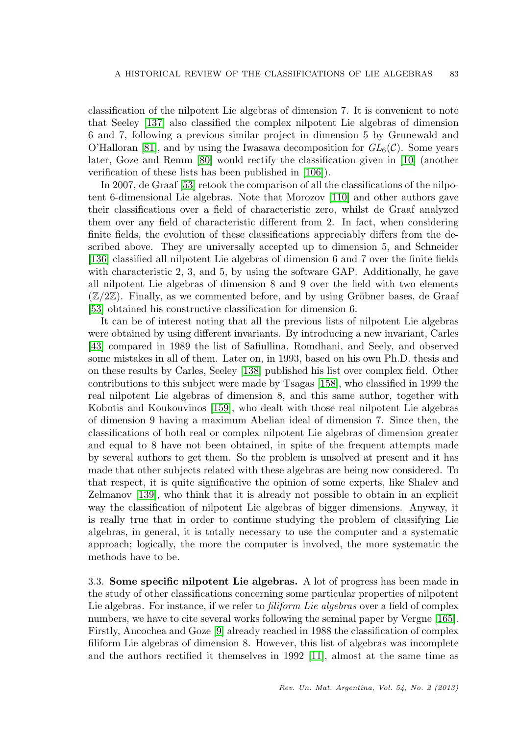classification of the nilpotent Lie algebras of dimension 7. It is convenient to note that Seeley [137] also classified the complex nilpotent Lie algebras of dimension 6 and 7, following a previous similar project in dimension 5 by Grunewald and O'Halloran [81], and by using the Iwasawa decomposition for $GL_6(\mathcal{C})$. Some years later, Goze and Remm [80] would rectify the classification given in [10] (another verification of these lists has been published in [106]).

In 2007, de Graaf [53] retook the comparison of all the classifications of the nilpotent 6-dimensional Lie algebras. Note that Morozov [110] and other authors gave their classifications over a field of characteristic zero, whilst de Graaf analyzed them over any field of characteristic different from 2. In fact, when considering finite fields, the evolution of these classifications appreciably differs from the described above. They are universally accepted up to dimension 5, and Schneider [136] classified all nilpotent Lie algebras of dimension 6 and 7 over the finite fields with characteristic 2, 3, and 5, by using the software GAP. Additionally, he gave all nilpotent Lie algebras of dimension 8 and 9 over the field with two elements $(\mathbb{Z}/2\mathbb{Z})$. Finally, as we commented before, and by using Gröbner bases, de Graaf [53] obtained his constructive classification for dimension 6.

It can be of interest noting that all the previous lists of nilpotent Lie algebras were obtained by using different invariants. By introducing a new invariant, Carles [43] compared in 1989 the list of Safiullina, Romdhani, and Seely, and observed some mistakes in all of them. Later on, in 1993, based on his own Ph.D. thesis and on these results by Carles, Seeley [138] published his list over complex field. Other contributions to this subject were made by Tsagas [158], who classified in 1999 the real nilpotent Lie algebras of dimension 8, and this same author, together with Kobotis and Koukouvinos [159], who dealt with those real nilpotent Lie algebras of dimension 9 having a maximum Abelian ideal of dimension 7. Since then, the classifications of both real or complex nilpotent Lie algebras of dimension greater and equal to 8 have not been obtained, in spite of the frequent attempts made by several authors to get them. So the problem is unsolved at present and it has made that other subjects related with these algebras are being now considered. To that respect, it is quite significative the opinion of some experts, like Shalev and Zelmanov [139], who think that it is already not possible to obtain in an explicit way the classification of nilpotent Lie algebras of bigger dimensions. Anyway, it is really true that in order to continue studying the problem of classifying Lie algebras, in general, it is totally necessary to use the computer and a systematic approach; logically, the more the computer is involved, the more systematic the methods have to be.

3.3. **Some specific nilpotent Lie algebras.** A lot of progress has been made in the study of other classifications concerning some particular properties of nilpotent Lie algebras. For instance, if we refer to *filiform Lie algebras* over a field of complex numbers, we have to cite several works following the seminal paper by Vergne [165]. Firstly, Ancochea and Goze [9] already reached in 1988 the classification of complex filiform Lie algebras of dimension 8. However, this list of algebras was incomplete and the authors rectified it themselves in 1992 [11], almost at the same time as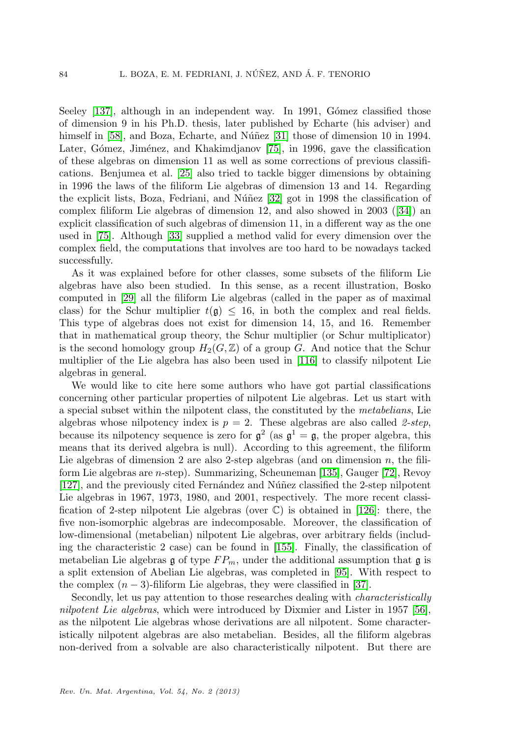Seeley [137], although in an independent way. In 1991, Gómez classified those of dimension 9 in his Ph.D. thesis, later published by Echarte (his adviser) and himself in [58], and Boza, Echarte, and Núñez [31] those of dimension 10 in 1994. Later, Gómez, Jiménez, and Khakimdjanov [75], in 1996, gave the classification of these algebras on dimension 11 as well as some corrections of previous classifications. Benjumea et al. [25] also tried to tackle bigger dimensions by obtaining in 1996 the laws of the filiform Lie algebras of dimension 13 and 14. Regarding the explicit lists, Boza, Fedriani, and Núñez [32] got in 1998 the classification of complex filiform Lie algebras of dimension 12, and also showed in 2003 ([34]) an explicit classification of such algebras of dimension 11, in a different way as the one used in [75]. Although [33] supplied a method valid for every dimension over the complex field, the computations that involves are too hard to be nowadays tacked successfully.

As it was explained before for other classes, some subsets of the filiform Lie algebras have also been studied. In this sense, as a recent illustration, Bosko computed in [29] all the filiform Lie algebras (called in the paper as of maximal class) for the Schur multiplier $t(\mathfrak{g}) \leq 16$, in both the complex and real fields. This type of algebras does not exist for dimension 14, 15, and 16. Remember that in mathematical group theory, the Schur multiplier (or Schur multiplicator) is the second homology group $H_2(G, \mathbb{Z})$ of a group $G$. And notice that the Schur multiplier of the Lie algebra has also been used in [116] to classify nilpotent Lie algebras in general.

We would like to cite here some authors who have got partial classifications concerning other particular properties of nilpotent Lie algebras. Let us start with a special subset within the nilpotent class, the constituted by the *metabelians*, Lie algebras whose nilpotency index is $p = 2$. These algebras are also called *2-step*, because its nilpotency sequence is zero for $\mathfrak{g}^2$ (as $\mathfrak{g}^1 = \mathfrak{g}$, the proper algebra, this means that its derived algebra is null). According to this agreement, the filiform Lie algebras of dimension 2 are also 2-step algebras (and on dimension $n$, the filiform Lie algebras are $n$-step). Summarizing, Scheuneman [135], Gauger [72], Revoy [127], and the previously cited Fernández and Núñez classified the 2-step nilpotent Lie algebras in 1967, 1973, 1980, and 2001, respectively. The more recent classification of 2-step nilpotent Lie algebras (over $\mathbb{C}$) is obtained in [126]: there, the five non-isomorphic algebras are indecomposable. Moreover, the classification of low-dimensional (metabelian) nilpotent Lie algebras, over arbitrary fields (including the characteristic 2 case) can be found in [155]. Finally, the classification of metabelian Lie algebras $\mathfrak{g}$ of type $FP_m$, under the additional assumption that $\mathfrak{g}$ is a split extension of Abelian Lie algebras, was completed in [95]. With respect to the complex $(n-3)$-filiform Lie algebras, they were classified in [37].

Secondly, let us pay attention to those researches dealing with *characteristically nilpotent Lie algebras*, which were introduced by Dixmier and Lister in 1957 [56], as the nilpotent Lie algebras whose derivations are all nilpotent. Some characteristically nilpotent algebras are also metabelian. Besides, all the filiform algebras non-derived from a solvable are also characteristically nilpotent. But there are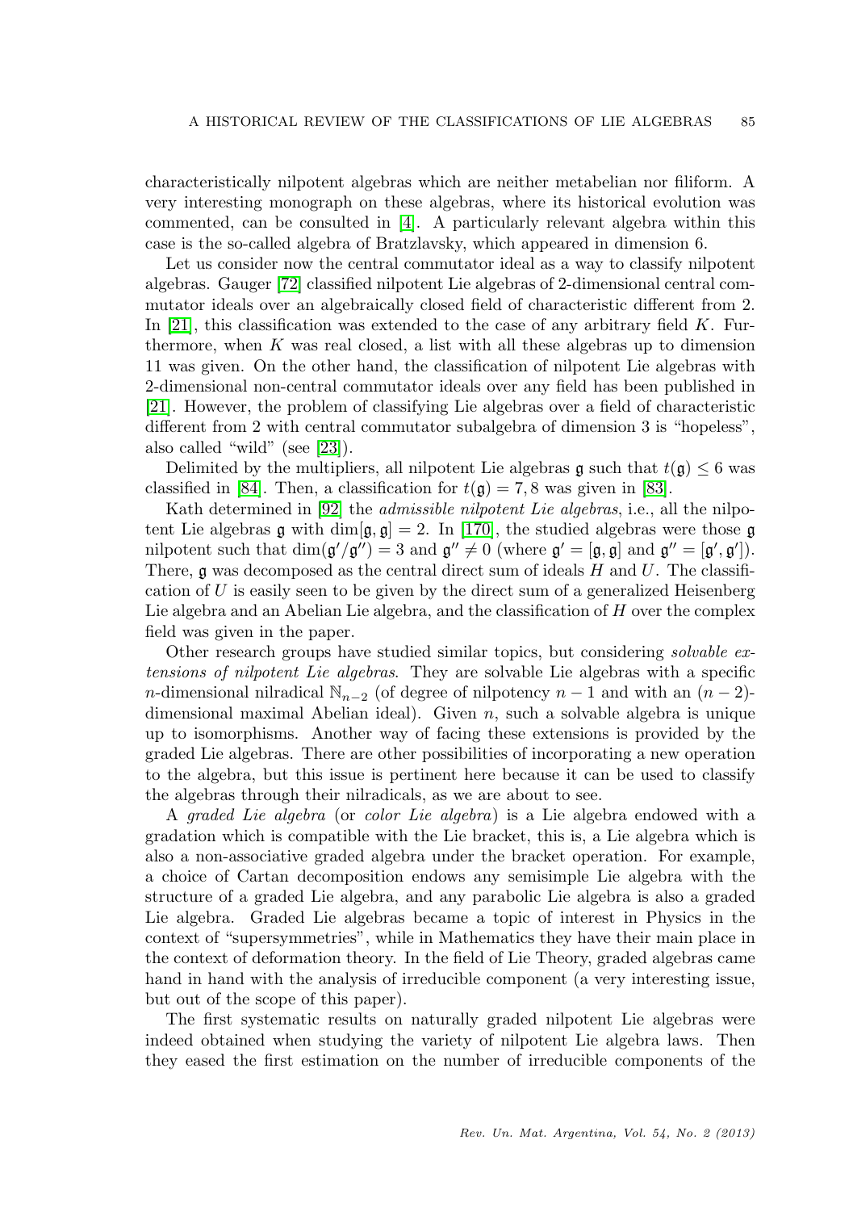characteristically nilpotent algebras which are neither metabelian nor filiform. A very interesting monograph on these algebras, where its historical evolution was commented, can be consulted in [4]. A particularly relevant algebra within this case is the so-called algebra of Bratzlavsky, which appeared in dimension 6.

Let us consider now the central commutator ideal as a way to classify nilpotent algebras. Gauger [72] classified nilpotent Lie algebras of 2-dimensional central commutator ideals over an algebraically closed field of characteristic different from 2. In [21], this classification was extended to the case of any arbitrary field $K$. Furthermore, when $K$ was real closed, a list with all these algebras up to dimension 11 was given. On the other hand, the classification of nilpotent Lie algebras with 2-dimensional non-central commutator ideals over any field has been published in [21]. However, the problem of classifying Lie algebras over a field of characteristic different from 2 with central commutator subalgebra of dimension 3 is "hopeless", also called "wild" (see [23]).

Delimited by the multipliers, all nilpotent Lie algebras $\mathfrak{g}$ such that $t(\mathfrak{g}) \leq 6$ was classified in [84]. Then, a classification for $t(\mathfrak{g}) = 7, 8$ was given in [83].

Kath determined in [92] the *admissible nilpotent Lie algebras*, i.e., all the nilpotent Lie algebras $\mathfrak{g}$ with $\dim[\mathfrak{g}, \mathfrak{g}] = 2$. In [170], the studied algebras were those $\mathfrak{g}$ nilpotent such that $\dim(\mathfrak{g}'/\mathfrak{g}'') = 3$ and $\mathfrak{g}'' \neq 0$ (where $\mathfrak{g}' = [\mathfrak{g}, \mathfrak{g}]$ and $\mathfrak{g}'' = [\mathfrak{g}', \mathfrak{g}']$). There, $\mathfrak{g}$ was decomposed as the central direct sum of ideals $H$ and $U$. The classification of $U$ is easily seen to be given by the direct sum of a generalized Heisenberg Lie algebra and an Abelian Lie algebra, and the classification of $H$ over the complex field was given in the paper.

Other research groups have studied similar topics, but considering *solvable extensions of nilpotent Lie algebras*. They are solvable Lie algebras with a specific $n$-dimensional nilradical $\mathbb{N}_{n-2}$ (of degree of nilpotency $n-1$ and with an $(n-2)$-dimensional maximal Abelian ideal). Given $n$, such a solvable algebra is unique up to isomorphisms. Another way of facing these extensions is provided by the graded Lie algebras. There are other possibilities of incorporating a new operation to the algebra, but this issue is pertinent here because it can be used to classify the algebras through their nilradicals, as we are about to see.

A *graded Lie algebra* (or *color Lie algebra*) is a Lie algebra endowed with a gradation which is compatible with the Lie bracket, this is, a Lie algebra which is also a non-associative graded algebra under the bracket operation. For example, a choice of Cartan decomposition endows any semisimple Lie algebra with the structure of a graded Lie algebra, and any parabolic Lie algebra is also a graded Lie algebra. Graded Lie algebras became a topic of interest in Physics in the context of "supersymmetries", while in Mathematics they have their main place in the context of deformation theory. In the field of Lie Theory, graded algebras came hand in hand with the analysis of irreducible component (a very interesting issue, but out of the scope of this paper).

The first systematic results on naturally graded nilpotent Lie algebras were indeed obtained when studying the variety of nilpotent Lie algebra laws. Then they eased the first estimation on the number of irreducible components of the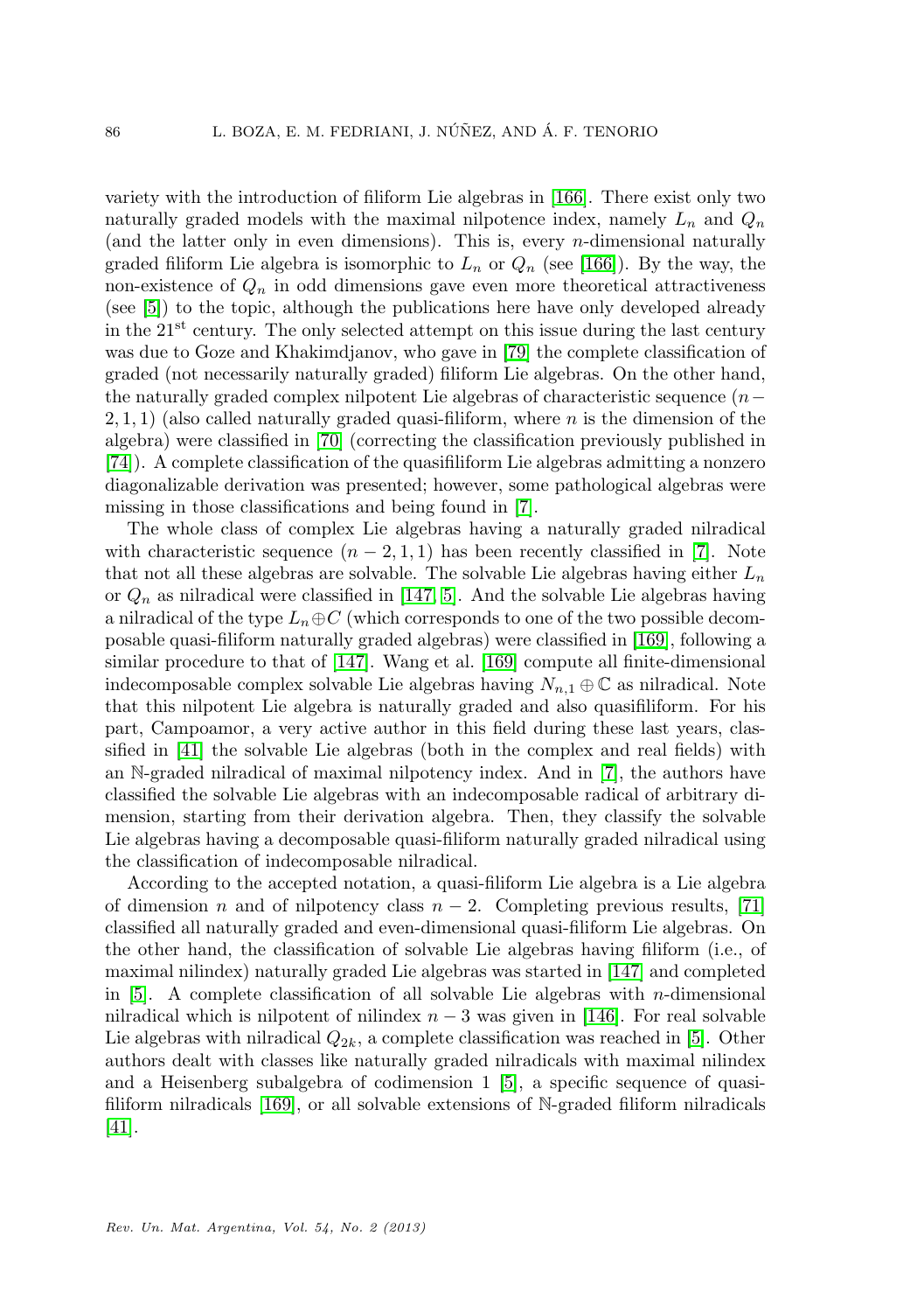variety with the introduction of filiform Lie algebras in [166]. There exist only two naturally graded models with the maximal nilpotence index, namely $L_n$ and $Q_n$ (and the latter only in even dimensions). This is, every $n$-dimensional naturally graded filiform Lie algebra is isomorphic to $L_n$ or $Q_n$ (see [166]). By the way, the non-existence of $Q_n$ in odd dimensions gave even more theoretical attractiveness (see [5]) to the topic, although the publications here have only developed already in the 21[st] century. The only selected attempt on this issue during the last century was due to Goze and Khakimdjanov, who gave in [79] the complete classification of graded (not necessarily naturally graded) filiform Lie algebras. On the other hand, the naturally graded complex nilpotent Lie algebras of characteristic sequence $(n-2,1,1)$ (also called naturally graded quasi-filiform, where $n$ is the dimension of the algebra) were classified in [70] (correcting the classification previously published in [74]). A complete classification of the quasifiliform Lie algebras admitting a nonzero diagonalizable derivation was presented; however, some pathological algebras were missing in those classifications and being found in [7].

The whole class of complex Lie algebras having a naturally graded nilradical with characteristic sequence $(n-2,1,1)$ has been recently classified in [7]. Note that not all these algebras are solvable. The solvable Lie algebras having either $L_n$ or $Q_n$ as nilradical were classified in [147, 5]. And the solvable Lie algebras having a nilradical of the type $L_n \oplus C$ (which corresponds to one of the two possible decomposable quasi-filiform naturally graded algebras) were classified in [169], following a similar procedure to that of [147]. Wang et al. [169] compute all finite-dimensional indecomposable complex solvable Lie algebras having $N_{n,1} \oplus \mathbb{C}$ as nilradical. Note that this nilpotent Lie algebra is naturally graded and also quasifiliform. For his part, Campoamor, a very active author in this field during these last years, classified in [41] the solvable Lie algebras (both in the complex and real fields) with an $\mathbb{N}$-graded nilradical of maximal nilpotency index. And in [7], the authors have classified the solvable Lie algebras with an indecomposable radical of arbitrary dimension, starting from their derivation algebra. Then, they classify the solvable Lie algebras having a decomposable quasi-filiform naturally graded nilradical using the classification of indecomposable nilradical.

According to the accepted notation, a quasi-filiform Lie algebra is a Lie algebra of dimension $n$ and of nilpotency class $n-2$. Completing previous results, [71] classified all naturally graded and even-dimensional quasi-filiform Lie algebras. On the other hand, the classification of solvable Lie algebras having filiform (i.e., of maximal nilindex) naturally graded Lie algebras was started in [147] and completed in [5]. A complete classification of all solvable Lie algebras with $n$-dimensional nilradical which is nilpotent of nilindex $n-3$ was given in [146]. For real solvable Lie algebras with nilradical $Q_{2k}$, a complete classification was reached in [5]. Other authors dealt with classes like naturally graded nilradicals with maximal nilindex and a Heisenberg subalgebra of codimension 1 [5], a specific sequence of quasi-filiform nilradicals [169], or all solvable extensions of $\mathbb{N}$-graded filiform nilradicals [41].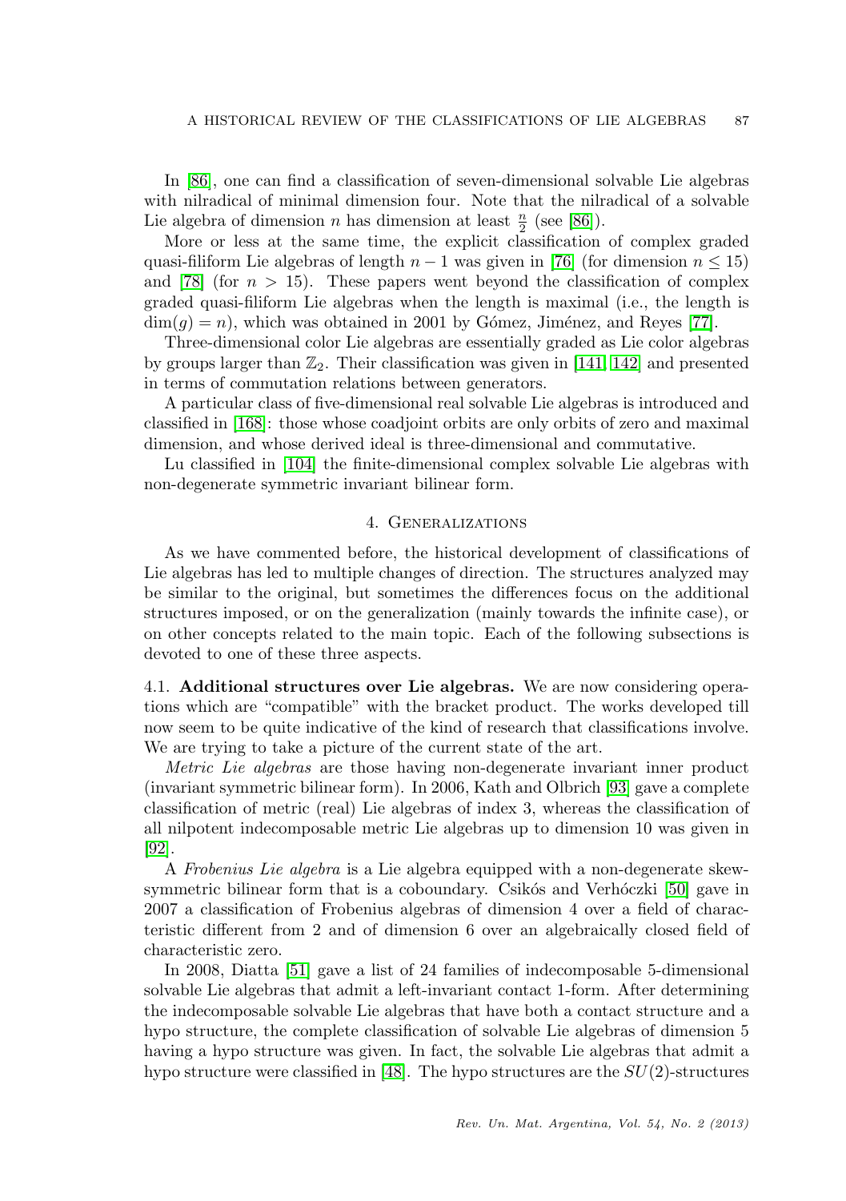In [86], one can find a classification of seven-dimensional solvable Lie algebras with nilradical of minimal dimension four. Note that the nilradical of a solvable Lie algebra of dimension $n$ has dimension at least $\frac{n}{2}$ (see [86]).

More or less at the same time, the explicit classification of complex graded quasi-filiform Lie algebras of length $n-1$ was given in [76] (for dimension $n \leq 15$) and [78] (for $n > 15$). These papers went beyond the classification of complex graded quasi-filiform Lie algebras when the length is maximal (i.e., the length is $\dim(g) = n$), which was obtained in 2001 by Gómez, Jiménez, and Reyes [77].

Three-dimensional color Lie algebras are essentially graded as Lie color algebras by groups larger than $\mathbb{Z}_2$. Their classification was given in [141, 142] and presented in terms of commutation relations between generators.

A particular class of five-dimensional real solvable Lie algebras is introduced and classified in [168]: those whose coadjoint orbits are only orbits of zero and maximal dimension, and whose derived ideal is three-dimensional and commutative.

Lu classified in [104] the finite-dimensional complex solvable Lie algebras with non-degenerate symmetric invariant bilinear form.

## 4. Generalizations

As we have commented before, the historical development of classifications of Lie algebras has led to multiple changes of direction. The structures analyzed may be similar to the original, but sometimes the differences focus on the additional structures imposed, or on the generalization (mainly towards the infinite case), or on other concepts related to the main topic. Each of the following subsections is devoted to one of these three aspects.

### 4.1. Additional structures over Lie algebras.

We are now considering operations which are "compatible" with the bracket product. The works developed till now seem to be quite indicative of the kind of research that classifications involve. We are trying to take a picture of the current state of the art.

*Metric Lie algebras* are those having non-degenerate invariant inner product (invariant symmetric bilinear form). In 2006, Kath and Olbrich [93] gave a complete classification of metric (real) Lie algebras of index 3, whereas the classification of all nilpotent indecomposable metric Lie algebras up to dimension 10 was given in [92].

A *Frobenius Lie algebra* is a Lie algebra equipped with a non-degenerate skew-symmetric bilinear form that is a coboundary. Csikós and Verhóczki [50] gave in 2007 a classification of Frobenius algebras of dimension 4 over a field of characteristic different from 2 and of dimension 6 over an algebraically closed field of characteristic zero.

In 2008, Diatta [51] gave a list of 24 families of indecomposable 5-dimensional solvable Lie algebras that admit a left-invariant contact 1-form. After determining the indecomposable solvable Lie algebras that have both a contact structure and a hypo structure, the complete classification of solvable Lie algebras of dimension 5 having a hypo structure was given. In fact, the solvable Lie algebras that admit a hypo structure were classified in [48]. The hypo structures are the $SU(2)$-structures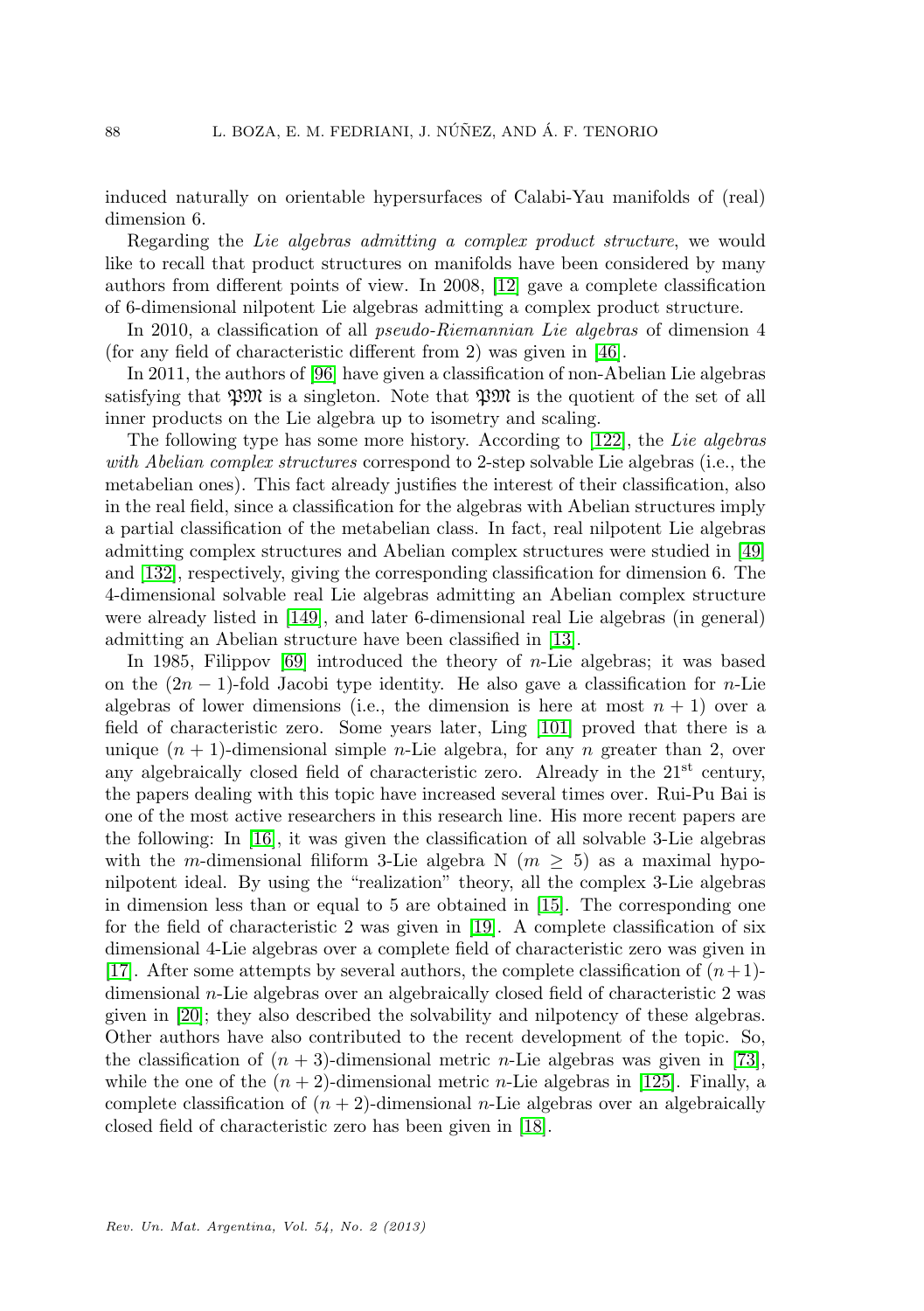induced naturally on orientable hypersurfaces of Calabi-Yau manifolds of (real) dimension 6.

Regarding the *Lie algebras admitting a complex product structure*, we would like to recall that product structures on manifolds have been considered by many authors from different points of view. In 2008, [12] gave a complete classification of 6-dimensional nilpotent Lie algebras admitting a complex product structure.

In 2010, a classification of all *pseudo-Riemannian Lie algebras* of dimension 4 (for any field of characteristic different from 2) was given in [46].

In 2011, the authors of [96] have given a classification of non-Abelian Lie algebras satisfying that $\mathfrak{PM}$ is a singleton. Note that $\mathfrak{PM}$ is the quotient of the set of all inner products on the Lie algebra up to isometry and scaling.

The following type has some more history. According to [122], the *Lie algebras with Abelian complex structures* correspond to 2-step solvable Lie algebras (i.e., the metabelian ones). This fact already justifies the interest of their classification, also in the real field, since a classification for the algebras with Abelian structures imply a partial classification of the metabelian class. In fact, real nilpotent Lie algebras admitting complex structures and Abelian complex structures were studied in [49] and [132], respectively, giving the corresponding classification for dimension 6. The 4-dimensional solvable real Lie algebras admitting an Abelian complex structure were already listed in [149], and later 6-dimensional real Lie algebras (in general) admitting an Abelian structure have been classified in [13].

In 1985, Filippov [69] introduced the theory of $n$-Lie algebras; it was based on the $(2n-1)$-fold Jacobi type identity. He also gave a classification for $n$-Lie algebras of lower dimensions (i.e., the dimension is here at most $n+1$) over a field of characteristic zero. Some years later, Ling [101] proved that there is a unique $(n+1)$-dimensional simple $n$-Lie algebra, for any $n$ greater than 2, over any algebraically closed field of characteristic zero. Already in the 21st century, the papers dealing with this topic have increased several times over. Rui-Pu Bai is one of the most active researchers in this research line. His more recent papers are the following: In [16], it was given the classification of all solvable 3-Lie algebras with the $m$-dimensional filiform 3-Lie algebra N ($m \geq 5$) as a maximal hyponilpotent ideal. By using the "realization" theory, all the complex 3-Lie algebras in dimension less than or equal to 5 are obtained in [15]. The corresponding one for the field of characteristic 2 was given in [19]. A complete classification of six dimensional 4-Lie algebras over a complete field of characteristic zero was given in [17]. After some attempts by several authors, the complete classification of $(n+1)$-dimensional $n$-Lie algebras over an algebraically closed field of characteristic 2 was given in [20]; they also described the solvability and nilpotency of these algebras. Other authors have also contributed to the recent development of the topic. So, the classification of $(n+3)$-dimensional metric $n$-Lie algebras was given in [73], while the one of the $(n+2)$-dimensional metric $n$-Lie algebras in [125]. Finally, a complete classification of $(n+2)$-dimensional $n$-Lie algebras over an algebraically closed field of characteristic zero has been given in [18].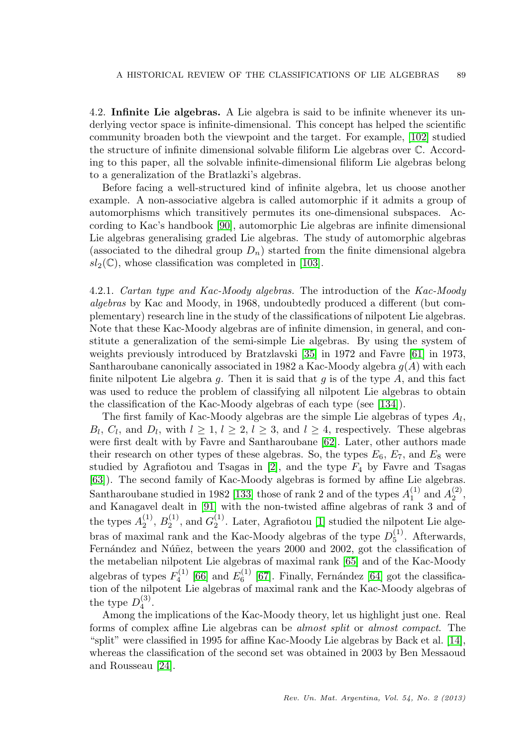### 4.2. **Infinite Lie algebras.**

A Lie algebra is said to be infinite whenever its underlying vector space is infinite-dimensional. This concept has helped the scientific community broaden both the viewpoint and the target. For example, [102] studied the structure of infinite dimensional solvable filiform Lie algebras over $\mathbb{C}$. According to this paper, all the solvable infinite-dimensional filiform Lie algebras belong to a generalization of the Bratlazki's algebras.

Before facing a well-structured kind of infinite algebra, let us choose another example. A non-associative algebra is called automorphic if it admits a group of automorphisms which transitively permutes its one-dimensional subspaces. According to Kac's handbook [90], automorphic Lie algebras are infinite dimensional Lie algebras generalising graded Lie algebras. The study of automorphic algebras (associated to the dihedral group $D_n$) started from the finite dimensional algebra $sl_2(\mathbb{C})$, whose classification was completed in [103].

#### 4.2.1. *Cartan type and Kac-Moody algebras.*

The introduction of the *Kac-Moody algebras* by Kac and Moody, in 1968, undoubtedly produced a different (but complementary) research line in the study of the classifications of nilpotent Lie algebras. Note that these Kac-Moody algebras are of infinite dimension, in general, and constitute a generalization of the semi-simple Lie algebras. By using the system of weights previously introduced by Bratzlavski [35] in 1972 and Favre [61] in 1973, Santharoubane canonically associated in 1982 a Kac-Moody algebra $g(A)$ with each finite nilpotent Lie algebra $g$. Then it is said that $g$ is of the type $A$, and this fact was used to reduce the problem of classifying all nilpotent Lie algebras to obtain the classification of the Kac-Moody algebras of each type (see [134]).

The first family of Kac-Moody algebras are the simple Lie algebras of types $A_l$, $B_l$, $C_l$, and $D_l$, with $l \geq 1$, $l \geq 2$, $l \geq 3$, and $l \geq 4$, respectively. These algebras were first dealt with by Favre and Santharoubane [62]. Later, other authors made their research on other types of these algebras. So, the types $E_6$, $E_7$, and $E_8$ were studied by Agrafiotou and Tsagas in [2], and the type $F_4$ by Favre and Tsagas [63]). The second family of Kac-Moody algebras is formed by affine Lie algebras. Santharoubane studied in 1982 [133] those of rank 2 and of the types $A_1^{(1)}$ and $A_2^{(2)}$, and Kanagavel dealt in [91] with the non-twisted affine algebras of rank 3 and of the types $A_2^{(1)}$, $B_2^{(1)}$, and $G_2^{(1)}$. Later, Agrafiotou [1] studied the nilpotent Lie algebras of maximal rank and the Kac-Moody algebras of the type $D_5^{(1)}$. Afterwards, Fernández and Núñez, between the years 2000 and 2002, got the classification of the metabelian nilpotent Lie algebras of maximal rank [65] and of the Kac-Moody algebras of types $F_4^{(1)}$ [66] and $E_6^{(1)}$ [67]. Finally, Fernández [64] got the classification of the nilpotent Lie algebras of maximal rank and the Kac-Moody algebras of the type $D_4^{(3)}$.

Among the implications of the Kac-Moody theory, let us highlight just one. Real forms of complex affine Lie algebras can be *almost split* or *almost compact*. The "split" were classified in 1995 for affine Kac-Moody Lie algebras by Back et al. [14], whereas the classification of the second set was obtained in 2003 by Ben Messaoud and Rousseau [24].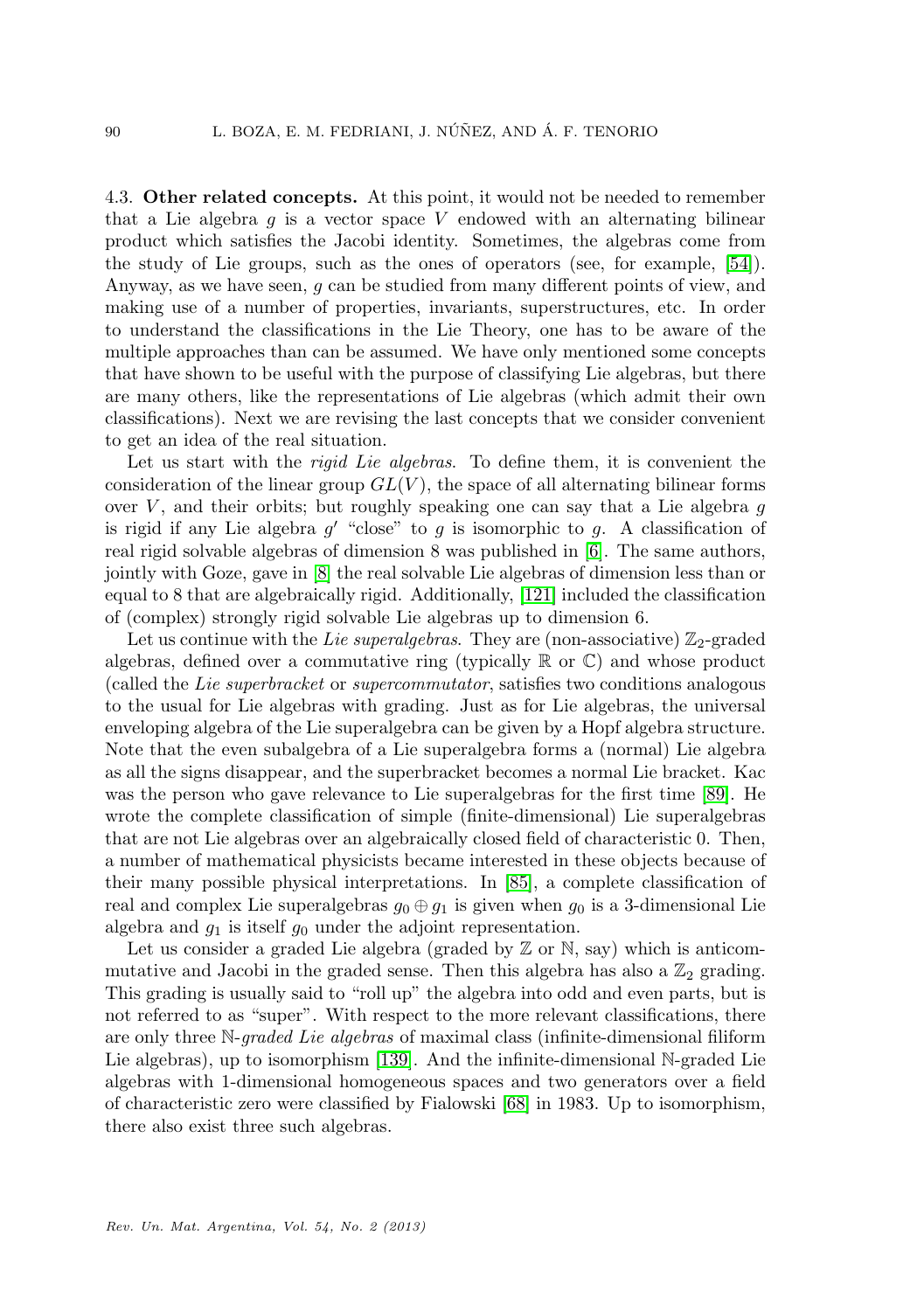4.3. **Other related concepts.** At this point, it would not be needed to remember that a Lie algebra $g$ is a vector space $V$ endowed with an alternating bilinear product which satisfies the Jacobi identity. Sometimes, the algebras come from the study of Lie groups, such as the ones of operators (see, for example, [54]). Anyway, as we have seen, $g$ can be studied from many different points of view, and making use of a number of properties, invariants, superstructures, etc. In order to understand the classifications in the Lie Theory, one has to be aware of the multiple approaches than can be assumed. We have only mentioned some concepts that have shown to be useful with the purpose of classifying Lie algebras, but there are many others, like the representations of Lie algebras (which admit their own classifications). Next we are revising the last concepts that we consider convenient to get an idea of the real situation.

Let us start with the *rigid Lie algebras*. To define them, it is convenient the consideration of the linear group $GL(V)$, the space of all alternating bilinear forms over $V$, and their orbits; but roughly speaking one can say that a Lie algebra $g$ is rigid if any Lie algebra $g'$ "close" to $g$ is isomorphic to $g$. A classification of real rigid solvable algebras of dimension 8 was published in [6]. The same authors, jointly with Goze, gave in [8] the real solvable Lie algebras of dimension less than or equal to 8 that are algebraically rigid. Additionally, [121] included the classification of (complex) strongly rigid solvable Lie algebras up to dimension 6.

Let us continue with the *Lie superalgebras*. They are (non-associative) $\mathbb{Z}_2$-graded algebras, defined over a commutative ring (typically $\mathbb{R}$ or $\mathbb{C}$) and whose product (called the *Lie superbracket* or *supercommutator*, satisfies two conditions analogous to the usual for Lie algebras with grading. Just as for Lie algebras, the universal enveloping algebra of the Lie superalgebra can be given by a Hopf algebra structure. Note that the even subalgebra of a Lie superalgebra forms a (normal) Lie algebra as all the signs disappear, and the superbracket becomes a normal Lie bracket. Kac was the person who gave relevance to Lie superalgebras for the first time [89]. He wrote the complete classification of simple (finite-dimensional) Lie superalgebras that are not Lie algebras over an algebraically closed field of characteristic 0. Then, a number of mathematical physicists became interested in these objects because of their many possible physical interpretations. In [85], a complete classification of real and complex Lie superalgebras $g_0 \oplus g_1$ is given when $g_0$ is a 3-dimensional Lie algebra and $g_1$ is itself $g_0$ under the adjoint representation.

Let us consider a graded Lie algebra (graded by $\mathbb{Z}$ or $\mathbb{N}$, say) which is anticommutative and Jacobi in the graded sense. Then this algebra has also a $\mathbb{Z}_2$ grading. This grading is usually said to "roll up" the algebra into odd and even parts, but is not referred to as "super". With respect to the more relevant classifications, there are only three $\mathbb{N}$-*graded Lie algebras* of maximal class (infinite-dimensional filiform Lie algebras), up to isomorphism [139]. And the infinite-dimensional $\mathbb{N}$-graded Lie algebras with 1-dimensional homogeneous spaces and two generators over a field of characteristic zero were classified by Fialowski [68] in 1983. Up to isomorphism, there also exist three such algebras.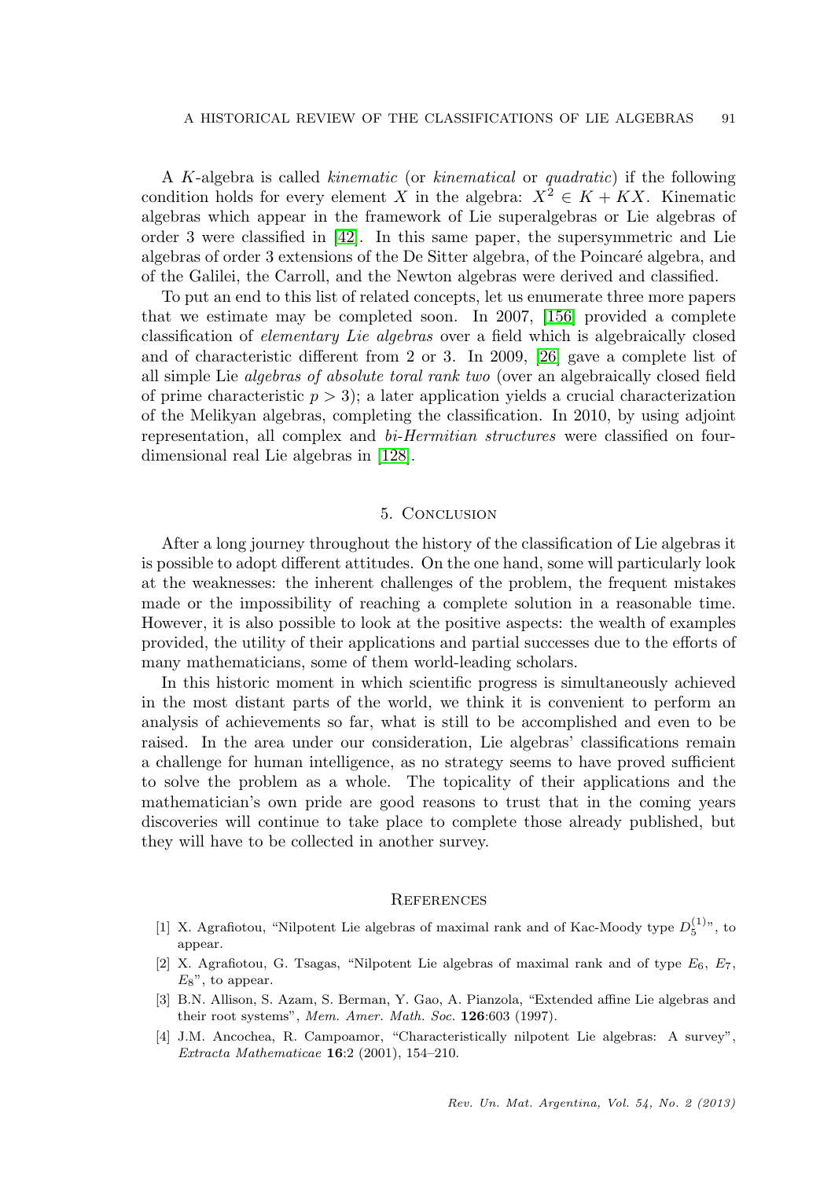A $K$-algebra is called *kinematic* (or *kinematical* or *quadratic*) if the following condition holds for every element $X$ in the algebra: $X^2 \in K + KX$. Kinematic algebras which appear in the framework of Lie superalgebras or Lie algebras of order 3 were classified in [42]. In this same paper, the supersymmetric and Lie algebras of order 3 extensions of the De Sitter algebra, of the Poincaré algebra, and of the Galilei, the Carroll, and the Newton algebras were derived and classified.

To put an end to this list of related concepts, let us enumerate three more papers that we estimate may be completed soon. In 2007, [156] provided a complete classification of *elementary Lie algebras* over a field which is algebraically closed and of characteristic different from 2 or 3. In 2009, [26] gave a complete list of all simple Lie *algebras of absolute toral rank two* (over an algebraically closed field of prime characteristic $p > 3$); a later application yields a crucial characterization of the Melikyan algebras, completing the classification. In 2010, by using adjoint representation, all complex and *bi-Hermitian structures* were classified on four-dimensional real Lie algebras in [128].

## 5. Conclusion

After a long journey throughout the history of the classification of Lie algebras it is possible to adopt different attitudes. On the one hand, some will particularly look at the weaknesses: the inherent challenges of the problem, the frequent mistakes made or the impossibility of reaching a complete solution in a reasonable time. However, it is also possible to look at the positive aspects: the wealth of examples provided, the utility of their applications and partial successes due to the efforts of many mathematicians, some of them world-leading scholars.

In this historic moment in which scientific progress is simultaneously achieved in the most distant parts of the world, we think it is convenient to perform an analysis of achievements so far, what is still to be accomplished and even to be raised. In the area under our consideration, Lie algebras' classifications remain a challenge for human intelligence, as no strategy seems to have proved sufficient to solve the problem as a whole. The topicality of their applications and the mathematician's own pride are good reasons to trust that in the coming years discoveries will continue to take place to complete those already published, but they will have to be collected in another survey.

## References

[1] X. Agrafiotou, "Nilpotent Lie algebras of maximal rank and of Kac-Moody type $D_5^{(1)}$", to appear.

[2] X. Agrafiotou, G. Tsagas, "Nilpotent Lie algebras of maximal rank and of type $E_6$, $E_7$, $E_8$", to appear.

[3] B.N. Allison, S. Azam, S. Berman, Y. Gao, A. Pianzola, "Extended affine Lie algebras and their root systems", *Mem. Amer. Math. Soc.* **126**:603 (1997).

[4] J.M. Ancochea, R. Campoamor, "Characteristically nilpotent Lie algebras: A survey", *Extracta Mathematicae* **16**:2 (2001), 154–210.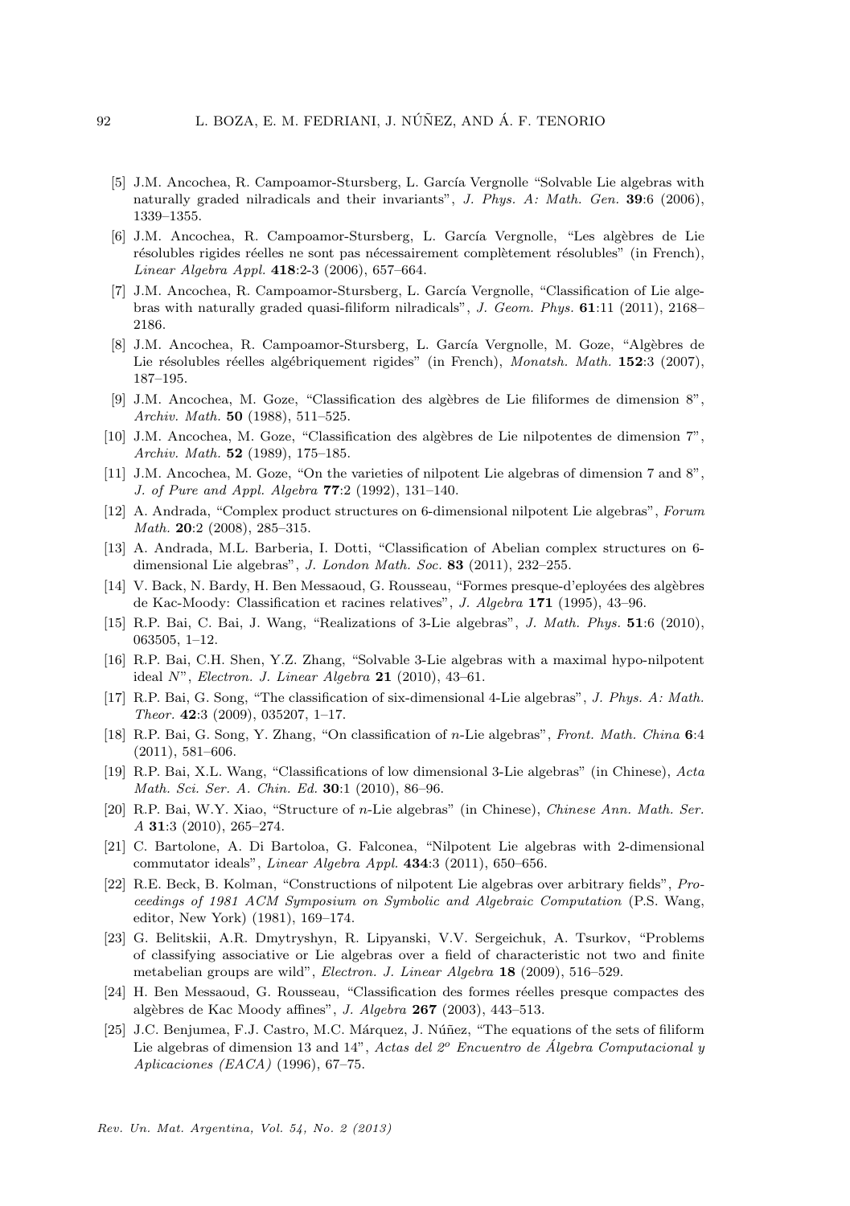[5] J.M. Ancochea, R. Campoamor-Stursberg, L. García Vergnolle "Solvable Lie algebras with naturally graded nilradicals and their invariants", *J. Phys. A: Math. Gen.* **39**:6 (2006), 1339–1355.

[6] J.M. Ancochea, R. Campoamor-Stursberg, L. García Vergnolle, "Les algèbres de Lie résolubles rigides réelles ne sont pas nécessairement complètement résolubles" (in French), *Linear Algebra Appl.* **418**:2-3 (2006), 657–664.

[7] J.M. Ancochea, R. Campoamor-Stursberg, L. García Vergnolle, "Classification of Lie algebras with naturally graded quasi-filiform nilradicals", *J. Geom. Phys.* **61**:11 (2011), 2168–2186.

[8] J.M. Ancochea, R. Campoamor-Stursberg, L. García Vergnolle, M. Goze, "Algèbres de Lie résolubles réelles algébriquement rigides" (in French), *Monatsh. Math.* **152**:3 (2007), 187–195.

[9] J.M. Ancochea, M. Goze, "Classification des algèbres de Lie filiformes de dimension 8", *Archiv. Math.* **50** (1988), 511–525.

[10] J.M. Ancochea, M. Goze, "Classification des algèbres de Lie nilpotentes de dimension 7", *Archiv. Math.* **52** (1989), 175–185.

[11] J.M. Ancochea, M. Goze, "On the varieties of nilpotent Lie algebras of dimension 7 and 8", *J. of Pure and Appl. Algebra* **77**:2 (1992), 131–140.

[12] A. Andrada, "Complex product structures on 6-dimensional nilpotent Lie algebras", *Forum Math.* **20**:2 (2008), 285–315.

[13] A. Andrada, M.L. Barberia, I. Dotti, "Classification of Abelian complex structures on 6-dimensional Lie algebras", *J. London Math. Soc.* **83** (2011), 232–255.

[14] V. Back, N. Bardy, H. Ben Messaoud, G. Rousseau, "Formes presque-d'eployées des algèbres de Kac-Moody: Classification et racines relatives", *J. Algebra* **171** (1995), 43–96.

[15] R.P. Bai, C. Bai, J. Wang, "Realizations of 3-Lie algebras", *J. Math. Phys.* **51**:6 (2010), 063505, 1–12.

[16] R.P. Bai, C.H. Shen, Y.Z. Zhang, "Solvable 3-Lie algebras with a maximal hypo-nilpotent ideal $N$", *Electron. J. Linear Algebra* **21** (2010), 43–61.

[17] R.P. Bai, G. Song, "The classification of six-dimensional 4-Lie algebras", *J. Phys. A: Math. Theor.* **42**:3 (2009), 035207, 1–17.

[18] R.P. Bai, G. Song, Y. Zhang, "On classification of $n$-Lie algebras", *Front. Math. China* **6**:4 (2011), 581–606.

[19] R.P. Bai, X.L. Wang, "Classifications of low dimensional 3-Lie algebras" (in Chinese), *Acta Math. Sci. Ser. A. Chin. Ed.* **30**:1 (2010), 86–96.

[20] R.P. Bai, W.Y. Xiao, "Structure of $n$-Lie algebras" (in Chinese), *Chinese Ann. Math. Ser. A* **31**:3 (2010), 265–274.

[21] C. Bartolone, A. Di Bartoloa, G. Falconea, "Nilpotent Lie algebras with 2-dimensional commutator ideals", *Linear Algebra Appl.* **434**:3 (2011), 650–656.

[22] R.E. Beck, B. Kolman, "Constructions of nilpotent Lie algebras over arbitrary fields", *Proceedings of 1981 ACM Symposium on Symbolic and Algebraic Computation* (P.S. Wang, editor, New York) (1981), 169–174.

[23] G. Belitskii, A.R. Dmytryshyn, R. Lipyanski, V.V. Sergeichuk, A. Tsurkov, "Problems of classifying associative or Lie algebras over a field of characteristic not two and finite metabelian groups are wild", *Electron. J. Linear Algebra* **18** (2009), 516–529.

[24] H. Ben Messaoud, G. Rousseau, "Classification des formes réelles presque compactes des algèbres de Kac Moody affines", *J. Algebra* **267** (2003), 443–513.

[25] J.C. Benjumea, F.J. Castro, M.C. Márquez, J. Núñez, "The equations of the sets of filiform Lie algebras of dimension 13 and 14", *Actas del 2º Encuentro de Álgebra Computacional y Aplicaciones (EACA)* (1996), 67–75.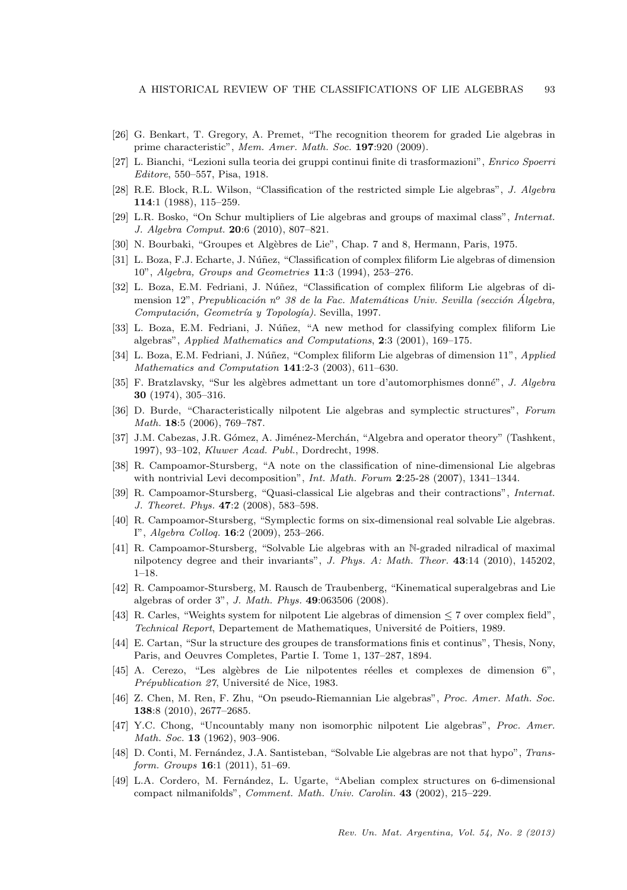[26] G. Benkart, T. Gregory, A. Premet, "The recognition theorem for graded Lie algebras in prime characteristic", *Mem. Amer. Math. Soc.* **197**:920 (2009).

[27] L. Bianchi, "Lezioni sulla teoria dei gruppi continui finite di trasformazioni", *Enrico Spoerri Editore*, 550–557, Pisa, 1918.

[28] R.E. Block, R.L. Wilson, "Classification of the restricted simple Lie algebras", *J. Algebra* **114**:1 (1988), 115–259.

[29] L.R. Bosko, "On Schur multipliers of Lie algebras and groups of maximal class", *Internat. J. Algebra Comput.* **20**:6 (2010), 807–821.

[30] N. Bourbaki, "Groupes et Algèbres de Lie", Chap. 7 and 8, Hermann, Paris, 1975.

[31] L. Boza, F.J. Echarte, J. Núñez, "Classification of complex filiform Lie algebras of dimension 10", *Algebra, Groups and Geometries* **11**:3 (1994), 253–276.

[32] L. Boza, E.M. Fedriani, J. Núñez, "Classification of complex filiform Lie algebras of dimension 12", *Prepublicación nº 38 de la Fac. Matemáticas Univ. Sevilla (sección Álgebra, Computación, Geometría y Topología).* Sevilla, 1997.

[33] L. Boza, E.M. Fedriani, J. Núñez, "A new method for classifying complex filiform Lie algebras", *Applied Mathematics and Computations*, **2**:3 (2001), 169–175.

[34] L. Boza, E.M. Fedriani, J. Núñez, "Complex filiform Lie algebras of dimension 11", *Applied Mathematics and Computation* **141**:2-3 (2003), 611–630.

[35] F. Bratzlavsky, "Sur les algèbres admettant un tore d'automorphismes donné", *J. Algebra* **30** (1974), 305–316.

[36] D. Burde, "Characteristically nilpotent Lie algebras and symplectic structures", *Forum Math.* **18**:5 (2006), 769–787.

[37] J.M. Cabezas, J.R. Gómez, A. Jiménez-Merchán, "Algebra and operator theory" (Tashkent, 1997), 93–102, *Kluwer Acad. Publ.*, Dordrecht, 1998.

[38] R. Campoamor-Stursberg, "A note on the classification of nine-dimensional Lie algebras with nontrivial Levi decomposition", *Int. Math. Forum* **2**:25-28 (2007), 1341–1344.

[39] R. Campoamor-Stursberg, "Quasi-classical Lie algebras and their contractions", *Internat. J. Theoret. Phys.* **47**:2 (2008), 583–598.

[40] R. Campoamor-Stursberg, "Symplectic forms on six-dimensional real solvable Lie algebras. I", *Algebra Colloq.* **16**:2 (2009), 253–266.

[41] R. Campoamor-Stursberg, "Solvable Lie algebras with an $\mathbb{N}$-graded nilradical of maximal nilpotency degree and their invariants", *J. Phys. A: Math. Theor.* **43**:14 (2010), 145202, 1–18.

[42] R. Campoamor-Stursberg, M. Rausch de Traubenberg, "Kinematical superalgebras and Lie algebras of order 3", *J. Math. Phys.* **49**:063506 (2008).

[43] R. Carles, "Weights system for nilpotent Lie algebras of dimension $\leq 7$ over complex field", *Technical Report*, Departement de Mathematiques, Université de Poitiers, 1989.

[44] E. Cartan, "Sur la structure des groupes de transformations finis et continus", Thesis, Nony, Paris, and Oeuvres Completes, Partie I. Tome 1, 137–287, 1894.

[45] A. Cerezo, "Les algèbres de Lie nilpotentes réelles et complexes de dimension 6", *Prépublication 27*, Université de Nice, 1983.

[46] Z. Chen, M. Ren, F. Zhu, "On pseudo-Riemannian Lie algebras", *Proc. Amer. Math. Soc.* **138**:8 (2010), 2677–2685.

[47] Y.C. Chong, "Uncountably many non isomorphic nilpotent Lie algebras", *Proc. Amer. Math. Soc.* **13** (1962), 903–906.

[48] D. Conti, M. Fernández, J.A. Santisteban, "Solvable Lie algebras are not that hypo", *Transform. Groups* **16**:1 (2011), 51–69.

[49] L.A. Cordero, M. Fernández, L. Ugarte, "Abelian complex structures on 6-dimensional compact nilmanifolds", *Comment. Math. Univ. Carolin.* **43** (2002), 215–229.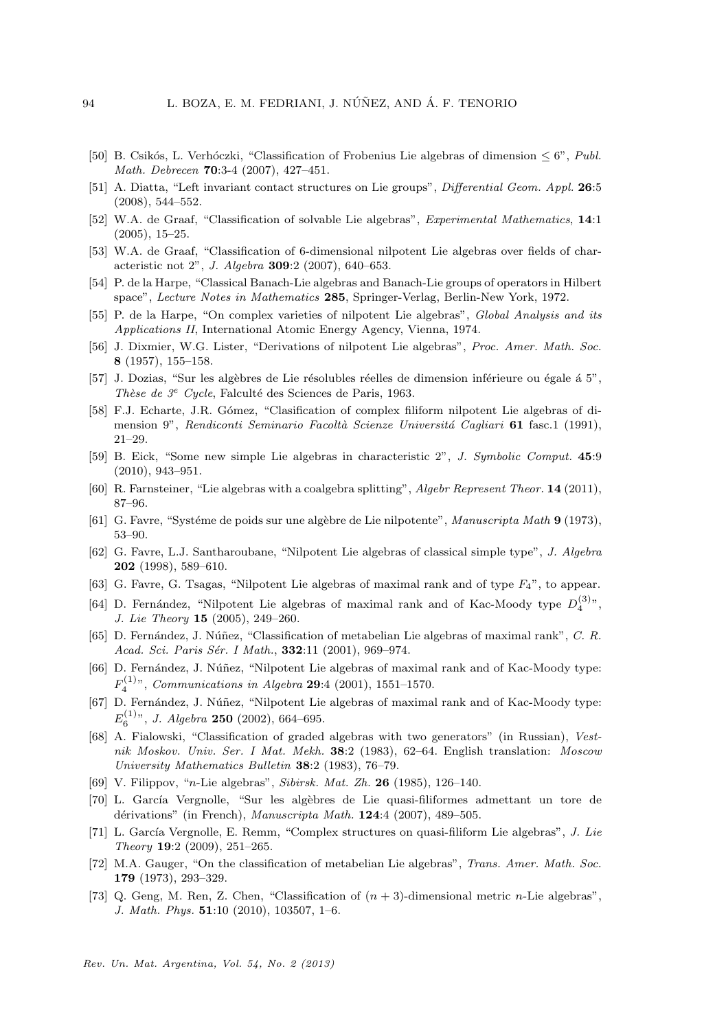[50] B. Csikós, L. Verhóczki, "Classification of Frobenius Lie algebras of dimension $\leq 6$", *Publ. Math. Debrecen* **70**:3-4 (2007), 427–451.

[51] A. Diatta, "Left invariant contact structures on Lie groups", *Differential Geom. Appl.* **26**:5 (2008), 544–552.

[52] W.A. de Graaf, "Classification of solvable Lie algebras", *Experimental Mathematics*, **14**:1 (2005), 15–25.

[53] W.A. de Graaf, "Classification of 6-dimensional nilpotent Lie algebras over fields of characteristic not 2", *J. Algebra* **309**:2 (2007), 640–653.

[54] P. de la Harpe, "Classical Banach-Lie algebras and Banach-Lie groups of operators in Hilbert space", *Lecture Notes in Mathematics* **285**, Springer-Verlag, Berlin-New York, 1972.

[55] P. de la Harpe, "On complex varieties of nilpotent Lie algebras", *Global Analysis and its Applications II*, International Atomic Energy Agency, Vienna, 1974.

[56] J. Dixmier, W.G. Lister, "Derivations of nilpotent Lie algebras", *Proc. Amer. Math. Soc.* **8** (1957), 155–158.

[57] J. Dozias, "Sur les algèbres de Lie résolubles réelles de dimension inférieure ou égale á 5", *Thèse de 3$^e$ Cycle*, Falculté des Sciences de Paris, 1963.

[58] F.J. Echarte, J.R. Gómez, "Clasification of complex filiform nilpotent Lie algebras of dimension 9", *Rendiconti Seminario Facoltà Scienze Universitá Cagliari* **61** fasc.1 (1991), 21–29.

[59] B. Eick, "Some new simple Lie algebras in characteristic 2", *J. Symbolic Comput.* **45**:9 (2010), 943–951.

[60] R. Farnsteiner, "Lie algebras with a coalgebra splitting", *Algebr Represent Theor.* **14** (2011), 87–96.

[61] G. Favre, "Systéme de poids sur une algèbre de Lie nilpotente", *Manuscripta Math* **9** (1973), 53–90.

[62] G. Favre, L.J. Santharoubane, "Nilpotent Lie algebras of classical simple type", *J. Algebra* **202** (1998), 589–610.

[63] G. Favre, G. Tsagas, "Nilpotent Lie algebras of maximal rank and of type $F_4$", to appear.

[64] D. Fernández, "Nilpotent Lie algebras of maximal rank and of Kac-Moody type $D_4^{(3)}$", *J. Lie Theory* **15** (2005), 249–260.

[65] D. Fernández, J. Núñez, "Classification of metabelian Lie algebras of maximal rank", *C. R. Acad. Sci. Paris Sér. I Math.*, **332**:11 (2001), 969–974.

[66] D. Fernández, J. Núñez, "Nilpotent Lie algebras of maximal rank and of Kac-Moody type: $F_4^{(1)}$", *Communications in Algebra* **29**:4 (2001), 1551–1570.

[67] D. Fernández, J. Núñez, "Nilpotent Lie algebras of maximal rank and of Kac-Moody type: $E_6^{(1)}$", *J. Algebra* **250** (2002), 664–695.

[68] A. Fialowski, "Classification of graded algebras with two generators" (in Russian), *Vestnik Moskov. Univ. Ser. I Mat. Mekh.* **38**:2 (1983), 62–64. English translation: *Moscow University Mathematics Bulletin* **38**:2 (1983), 76–79.

[69] V. Filippov, "$n$-Lie algebras", *Sibirsk. Mat. Zh.* **26** (1985), 126–140.

[70] L. García Vergnolle, "Sur les algèbres de Lie quasi-filiformes admettant un tore de dérivations" (in French), *Manuscripta Math.* **124**:4 (2007), 489–505.

[71] L. García Vergnolle, E. Remm, "Complex structures on quasi-filiform Lie algebras", *J. Lie Theory* **19**:2 (2009), 251–265.

[72] M.A. Gauger, "On the classification of metabelian Lie algebras", *Trans. Amer. Math. Soc.* **179** (1973), 293–329.

[73] Q. Geng, M. Ren, Z. Chen, "Classification of $(n + 3)$-dimensional metric $n$-Lie algebras", *J. Math. Phys.* **51**:10 (2010), 103507, 1–6.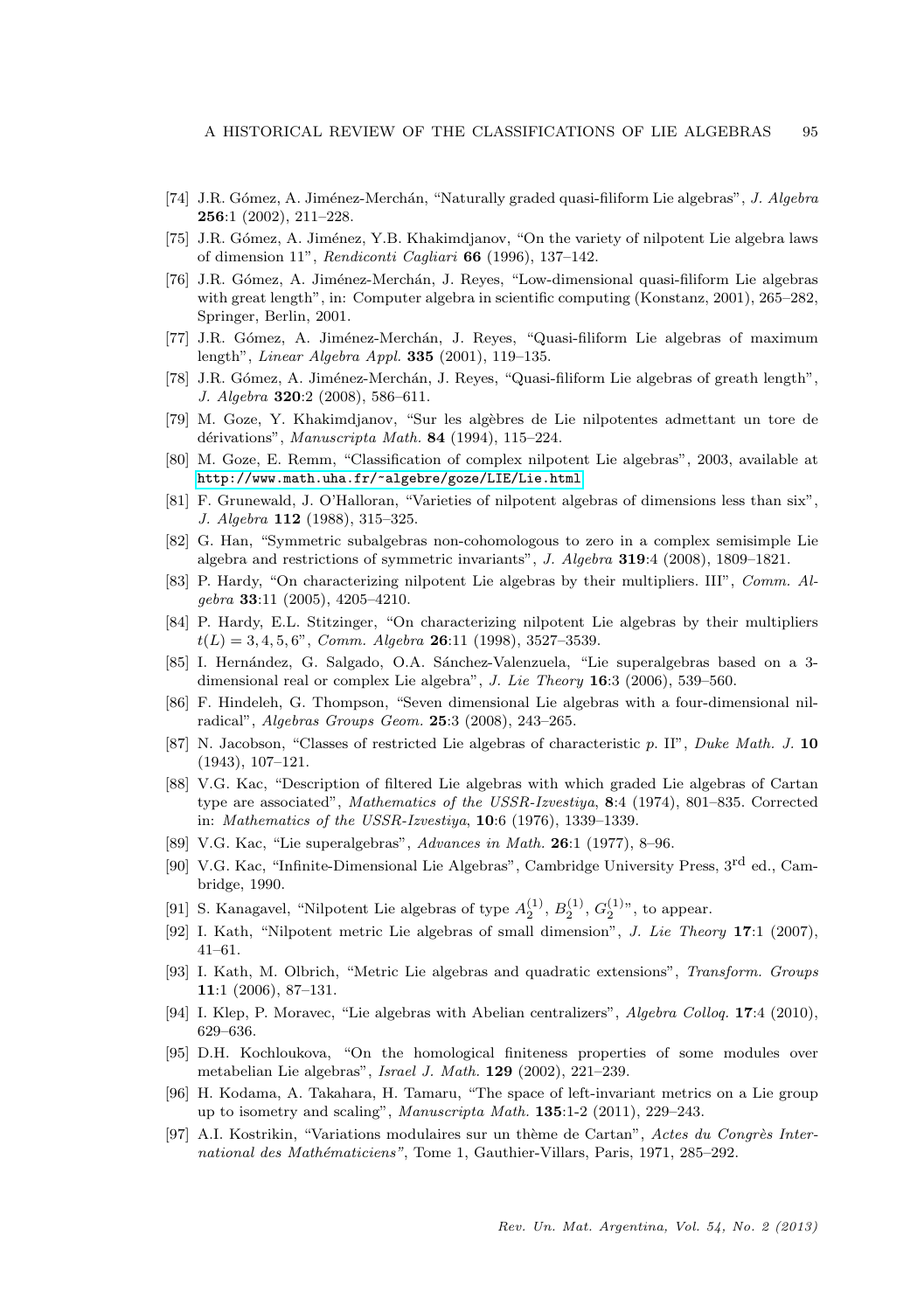[74] J.R. Gómez, A. Jiménez-Merchán, "Naturally graded quasi-filiform Lie algebras", *J. Algebra* **256**:1 (2002), 211–228.

[75] J.R. Gómez, A. Jiménez, Y.B. Khakimdjanov, "On the variety of nilpotent Lie algebra laws of dimension 11", *Rendiconti Cagliari* **66** (1996), 137–142.

[76] J.R. Gómez, A. Jiménez-Merchán, J. Reyes, "Low-dimensional quasi-filiform Lie algebras with great length", in: Computer algebra in scientific computing (Konstanz, 2001), 265–282, Springer, Berlin, 2001.

[77] J.R. Gómez, A. Jiménez-Merchán, J. Reyes, "Quasi-filiform Lie algebras of maximum length", *Linear Algebra Appl.* **335** (2001), 119–135.

[78] J.R. Gómez, A. Jiménez-Merchán, J. Reyes, "Quasi-filiform Lie algebras of greath length", *J. Algebra* **320**:2 (2008), 586–611.

[79] M. Goze, Y. Khakimdjanov, "Sur les algèbres de Lie nilpotentes admettant un tore de dérivations", *Manuscripta Math.* **84** (1994), 115–224.

[80] M. Goze, E. Remm, "Classification of complex nilpotent Lie algebras", 2003, available at http://www.math.uha.fr/~algebre/goze/LIE/Lie.html

[81] F. Grunewald, J. O'Halloran, "Varieties of nilpotent algebras of dimensions less than six", *J. Algebra* **112** (1988), 315–325.

[82] G. Han, "Symmetric subalgebras non-cohomologous to zero in a complex semisimple Lie algebra and restrictions of symmetric invariants", *J. Algebra* **319**:4 (2008), 1809–1821.

[83] P. Hardy, "On characterizing nilpotent Lie algebras by their multipliers. III", *Comm. Algebra* **33**:11 (2005), 4205–4210.

[84] P. Hardy, E.L. Stitzinger, "On characterizing nilpotent Lie algebras by their multipliers $t(L) = 3, 4, 5, 6$", *Comm. Algebra* **26**:11 (1998), 3527–3539.

[85] I. Hernández, G. Salgado, O.A. Sánchez-Valenzuela, "Lie superalgebras based on a 3-dimensional real or complex Lie algebra", *J. Lie Theory* **16**:3 (2006), 539–560.

[86] F. Hindeleh, G. Thompson, "Seven dimensional Lie algebras with a four-dimensional nilradical", *Algebras Groups Geom.* **25**:3 (2008), 243–265.

[87] N. Jacobson, "Classes of restricted Lie algebras of characteristic $p$. II", *Duke Math. J.* **10** (1943), 107–121.

[88] V.G. Kac, "Description of filtered Lie algebras with which graded Lie algebras of Cartan type are associated", *Mathematics of the USSR-Izvestiya*, **8**:4 (1974), 801–835. Corrected in: *Mathematics of the USSR-Izvestiya*, **10**:6 (1976), 1339–1339.

[89] V.G. Kac, "Lie superalgebras", *Advances in Math.* **26**:1 (1977), 8–96.

[90] V.G. Kac, "Infinite-Dimensional Lie Algebras", Cambridge University Press, 3rd ed., Cambridge, 1990.

[91] S. Kanagavel, "Nilpotent Lie algebras of type $A_2^{(1)}$, $B_2^{(1)}$, $G_2^{(1)}$", to appear.

[92] I. Kath, "Nilpotent metric Lie algebras of small dimension", *J. Lie Theory* **17**:1 (2007), 41–61.

[93] I. Kath, M. Olbrich, "Metric Lie algebras and quadratic extensions", *Transform. Groups* **11**:1 (2006), 87–131.

[94] I. Klep, P. Moravec, "Lie algebras with Abelian centralizers", *Algebra Colloq.* **17**:4 (2010), 629–636.

[95] D.H. Kochloukova, "On the homological finiteness properties of some modules over metabelian Lie algebras", *Israel J. Math.* **129** (2002), 221–239.

[96] H. Kodama, A. Takahara, H. Tamaru, "The space of left-invariant metrics on a Lie group up to isometry and scaling", *Manuscripta Math.* **135**:1-2 (2011), 229–243.

[97] A.I. Kostrikin, "Variations modulaires sur un thème de Cartan", *Actes du Congrès International des Mathématiciens"*, Tome 1, Gauthier-Villars, Paris, 1971, 285–292.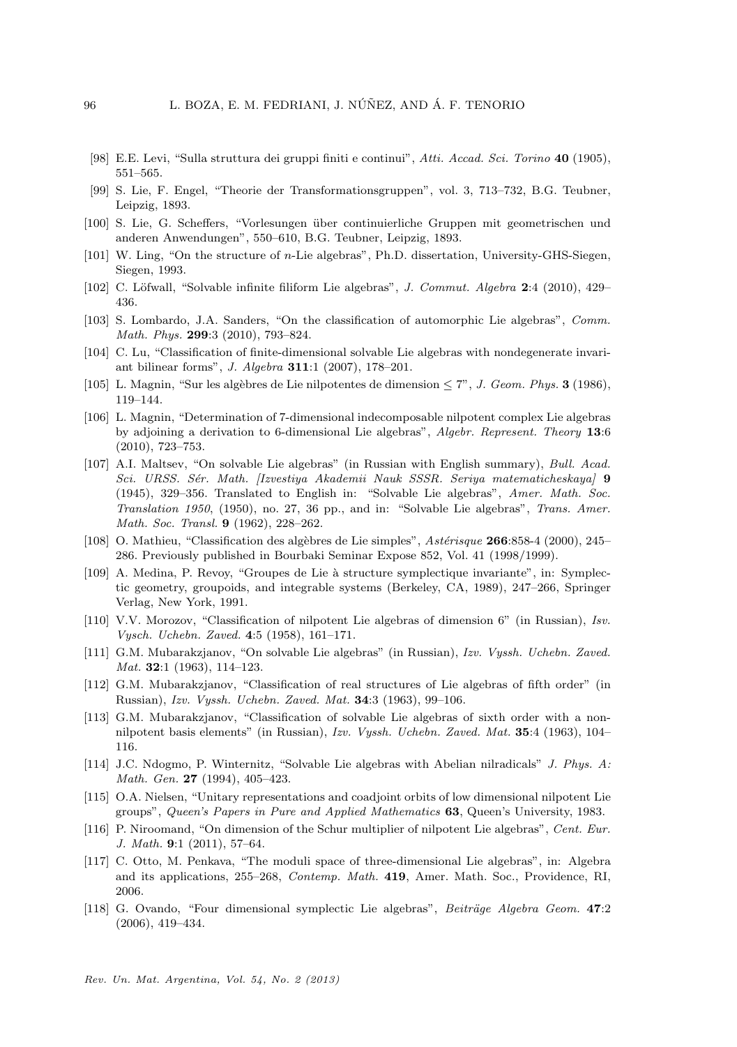[98] E.E. Levi, "Sulla struttura dei gruppi finiti e continui", *Atti. Accad. Sci. Torino* **40** (1905), 551–565.

[99] S. Lie, F. Engel, "Theorie der Transformationsgruppen", vol. 3, 713–732, B.G. Teubner, Leipzig, 1893.

[100] S. Lie, G. Scheffers, "Vorlesungen über continuierliche Gruppen mit geometrischen und anderen Anwendungen", 550–610, B.G. Teubner, Leipzig, 1893.

[101] W. Ling, "On the structure of $n$-Lie algebras", Ph.D. dissertation, University-GHS-Siegen, Siegen, 1993.

[102] C. Löfwall, "Solvable infinite filiform Lie algebras", *J. Commut. Algebra* **2**:4 (2010), 429–436.

[103] S. Lombardo, J.A. Sanders, "On the classification of automorphic Lie algebras", *Comm. Math. Phys.* **299**:3 (2010), 793–824.

[104] C. Lu, "Classification of finite-dimensional solvable Lie algebras with nondegenerate invariant bilinear forms", *J. Algebra* **311**:1 (2007), 178–201.

[105] L. Magnin, "Sur les algèbres de Lie nilpotentes de dimension $\leq 7$", *J. Geom. Phys.* **3** (1986), 119–144.

[106] L. Magnin, "Determination of 7-dimensional indecomposable nilpotent complex Lie algebras by adjoining a derivation to 6-dimensional Lie algebras", *Algebr. Represent. Theory* **13**:6 (2010), 723–753.

[107] A.I. Maltsev, "On solvable Lie algebras" (in Russian with English summary), *Bull. Acad. Sci. URSS. Sér. Math. [Izvestiya Akademii Nauk SSSR. Seriya matematicheskaya]* **9** (1945), 329–356. Translated to English in: "Solvable Lie algebras", *Amer. Math. Soc. Translation 1950*, (1950), no. 27, 36 pp., and in: "Solvable Lie algebras", *Trans. Amer. Math. Soc. Transl.* **9** (1962), 228–262.

[108] O. Mathieu, "Classification des algèbres de Lie simples", *Astérisque* **266**:858-4 (2000), 245–286. Previously published in Bourbaki Seminar Expose 852, Vol. 41 (1998/1999).

[109] A. Medina, P. Revoy, "Groupes de Lie à structure symplectique invariante", in: Symplectic geometry, groupoids, and integrable systems (Berkeley, CA, 1989), 247–266, Springer Verlag, New York, 1991.

[110] V.V. Morozov, "Classification of nilpotent Lie algebras of dimension 6" (in Russian), *Isv. Vysch. Uchebn. Zaved.* **4**:5 (1958), 161–171.

[111] G.M. Mubarakzjanov, "On solvable Lie algebras" (in Russian), *Izv. Vyssh. Uchebn. Zaved. Mat.* **32**:1 (1963), 114–123.

[112] G.M. Mubarakzjanov, "Classification of real structures of Lie algebras of fifth order" (in Russian), *Izv. Vyssh. Uchebn. Zaved. Mat.* **34**:3 (1963), 99–106.

[113] G.M. Mubarakzjanov, "Classification of solvable Lie algebras of sixth order with a non-nilpotent basis elements" (in Russian), *Izv. Vyssh. Uchebn. Zaved. Mat.* **35**:4 (1963), 104–116.

[114] J.C. Ndogmo, P. Winternitz, "Solvable Lie algebras with Abelian nilradicals" *J. Phys. A: Math. Gen.* **27** (1994), 405–423.

[115] O.A. Nielsen, "Unitary representations and coadjoint orbits of low dimensional nilpotent Lie groups", *Queen's Papers in Pure and Applied Mathematics* **63**, Queen's University, 1983.

[116] P. Niroomand, "On dimension of the Schur multiplier of nilpotent Lie algebras", *Cent. Eur. J. Math.* **9**:1 (2011), 57–64.

[117] C. Otto, M. Penkava, "The moduli space of three-dimensional Lie algebras", in: Algebra and its applications, 255–268, *Contemp. Math.* **419**, Amer. Math. Soc., Providence, RI, 2006.

[118] G. Ovando, "Four dimensional symplectic Lie algebras", *Beiträge Algebra Geom.* **47**:2 (2006), 419–434.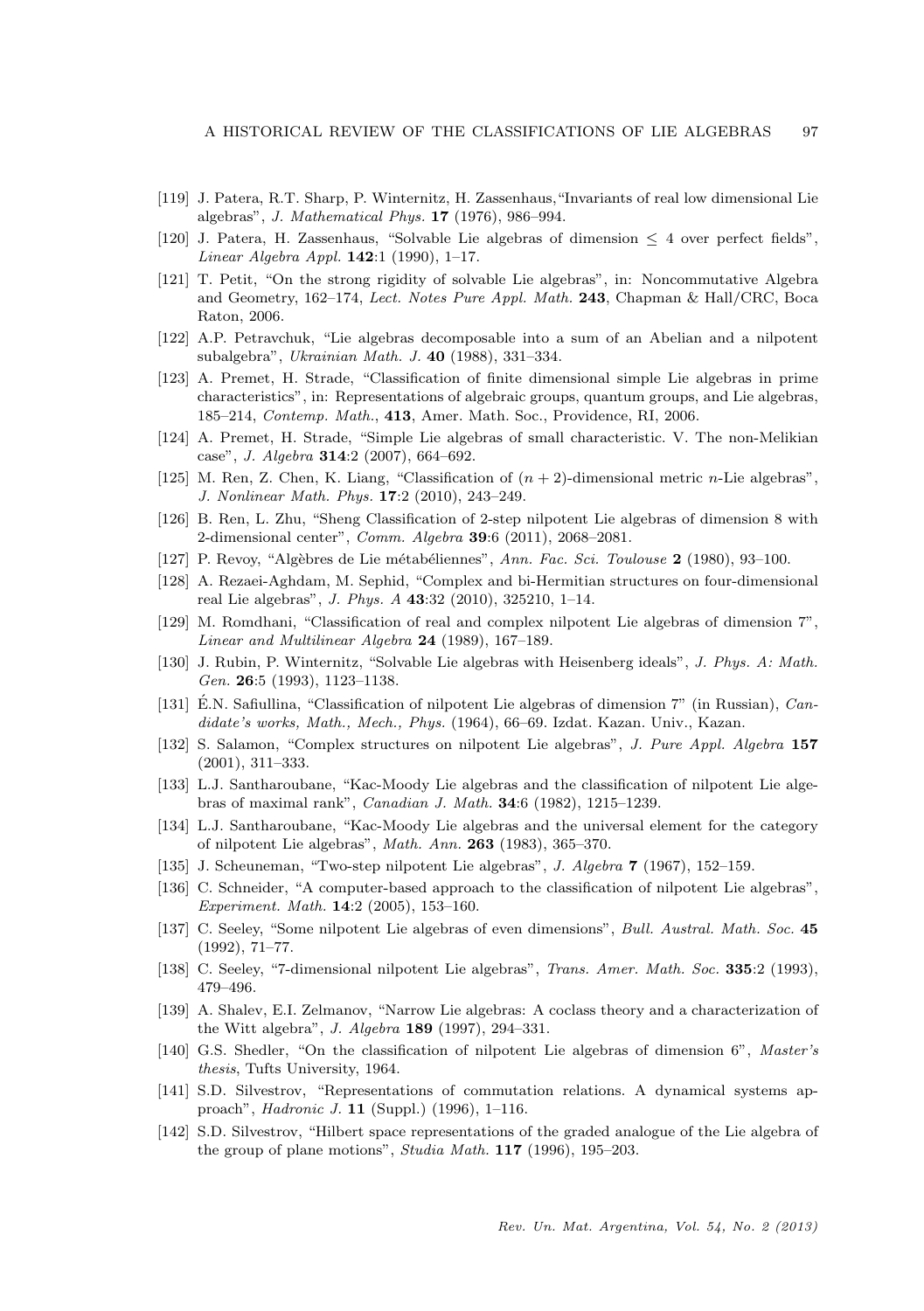- [119] J. Patera, R.T. Sharp, P. Winternitz, H. Zassenhaus,"Invariants of real low dimensional Lie algebras", *J. Mathematical Phys.* **17** (1976), 986–994.
- [120] J. Patera, H. Zassenhaus, "Solvable Lie algebras of dimension $\leq 4$ over perfect fields", *Linear Algebra Appl.* **142**:1 (1990), 1–17.
- [121] T. Petit, "On the strong rigidity of solvable Lie algebras", in: Noncommutative Algebra and Geometry, 162–174, *Lect. Notes Pure Appl. Math.* **243**, Chapman & Hall/CRC, Boca Raton, 2006.
- [122] A.P. Petravchuk, "Lie algebras decomposable into a sum of an Abelian and a nilpotent subalgebra", *Ukrainian Math. J.* **40** (1988), 331–334.
- [123] A. Premet, H. Strade, "Classification of finite dimensional simple Lie algebras in prime characteristics", in: Representations of algebraic groups, quantum groups, and Lie algebras, 185–214, *Contemp. Math.*, **413**, Amer. Math. Soc., Providence, RI, 2006.
- [124] A. Premet, H. Strade, "Simple Lie algebras of small characteristic. V. The non-Melikian case", *J. Algebra* **314**:2 (2007), 664–692.
- [125] M. Ren, Z. Chen, K. Liang, "Classification of $(n+2)$-dimensional metric $n$-Lie algebras", *J. Nonlinear Math. Phys.* **17**:2 (2010), 243–249.
- [126] B. Ren, L. Zhu, "Sheng Classification of 2-step nilpotent Lie algebras of dimension 8 with 2-dimensional center", *Comm. Algebra* **39**:6 (2011), 2068–2081.
- [127] P. Revoy, "Algèbres de Lie métabéliennes", *Ann. Fac. Sci. Toulouse* **2** (1980), 93–100.
- [128] A. Rezaei-Aghdam, M. Sephid, "Complex and bi-Hermitian structures on four-dimensional real Lie algebras", *J. Phys. A* **43**:32 (2010), 325210, 1–14.
- [129] M. Romdhani, "Classification of real and complex nilpotent Lie algebras of dimension 7", *Linear and Multilinear Algebra* **24** (1989), 167–189.
- [130] J. Rubin, P. Winternitz, "Solvable Lie algebras with Heisenberg ideals", *J. Phys. A: Math. Gen.* **26**:5 (1993), 1123–1138.
- [131] É.N. Safiullina, "Classification of nilpotent Lie algebras of dimension 7" (in Russian), *Candidate's works, Math., Mech., Phys.* (1964), 66–69. Izdat. Kazan. Univ., Kazan.
- [132] S. Salamon, "Complex structures on nilpotent Lie algebras", *J. Pure Appl. Algebra* **157** (2001), 311–333.
- [133] L.J. Santharoubane, "Kac-Moody Lie algebras and the classification of nilpotent Lie algebras of maximal rank", *Canadian J. Math.* **34**:6 (1982), 1215–1239.
- [134] L.J. Santharoubane, "Kac-Moody Lie algebras and the universal element for the category of nilpotent Lie algebras", *Math. Ann.* **263** (1983), 365–370.
- [135] J. Scheuneman, "Two-step nilpotent Lie algebras", *J. Algebra* **7** (1967), 152–159.
- [136] C. Schneider, "A computer-based approach to the classification of nilpotent Lie algebras", *Experiment. Math.* **14**:2 (2005), 153–160.
- [137] C. Seeley, "Some nilpotent Lie algebras of even dimensions", *Bull. Austral. Math. Soc.* **45** (1992), 71–77.
- [138] C. Seeley, "7-dimensional nilpotent Lie algebras", *Trans. Amer. Math. Soc.* **335**:2 (1993), 479–496.
- [139] A. Shalev, E.I. Zelmanov, "Narrow Lie algebras: A coclass theory and a characterization of the Witt algebra", *J. Algebra* **189** (1997), 294–331.
- [140] G.S. Shedler, "On the classification of nilpotent Lie algebras of dimension 6", *Master's thesis*, Tufts University, 1964.
- [141] S.D. Silvestrov, "Representations of commutation relations. A dynamical systems approach", *Hadronic J.* **11** (Suppl.) (1996), 1–116.
- [142] S.D. Silvestrov, "Hilbert space representations of the graded analogue of the Lie algebra of the group of plane motions", *Studia Math.* **117** (1996), 195–203.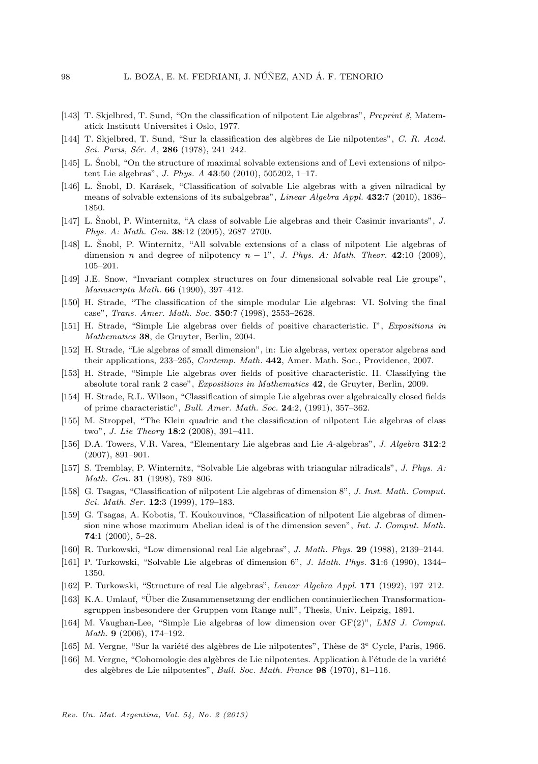[143] T. Skjelbred, T. Sund, "On the classification of nilpotent Lie algebras", *Preprint 8*, Matematick Institutt Universitet i Oslo, 1977.

[144] T. Skjelbred, T. Sund, "Sur la classification des algèbres de Lie nilpotentes", *C. R. Acad. Sci. Paris, Sér. A*, **286** (1978), 241–242.

[145] L. Šnobl, "On the structure of maximal solvable extensions and of Levi extensions of nilpotent Lie algebras", *J. Phys. A* **43**:50 (2010), 505202, 1–17.

[146] L. Šnobl, D. Karásek, "Classification of solvable Lie algebras with a given nilradical by means of solvable extensions of its subalgebras", *Linear Algebra Appl.* **432**:7 (2010), 1836–1850.

[147] L. Šnobl, P. Winternitz, "A class of solvable Lie algebras and their Casimir invariants", *J. Phys. A: Math. Gen.* **38**:12 (2005), 2687–2700.

[148] L. Šnobl, P. Winternitz, "All solvable extensions of a class of nilpotent Lie algebras of dimension $n$ and degree of nilpotency $n-1$", *J. Phys. A: Math. Theor.* **42**:10 (2009), 105–201.

[149] J.E. Snow, "Invariant complex structures on four dimensional solvable real Lie groups", *Manuscripta Math.* **66** (1990), 397–412.

[150] H. Strade, "The classification of the simple modular Lie algebras: VI. Solving the final case", *Trans. Amer. Math. Soc.* **350**:7 (1998), 2553–2628.

[151] H. Strade, "Simple Lie algebras over fields of positive characteristic. I", *Expositions in Mathematics* **38**, de Gruyter, Berlin, 2004.

[152] H. Strade, "Lie algebras of small dimension", in: Lie algebras, vertex operator algebras and their applications, 233–265, *Contemp. Math.* **442**, Amer. Math. Soc., Providence, 2007.

[153] H. Strade, "Simple Lie algebras over fields of positive characteristic. II. Classifying the absolute toral rank 2 case", *Expositions in Mathematics* **42**, de Gruyter, Berlin, 2009.

[154] H. Strade, R.L. Wilson, "Classification of simple Lie algebras over algebraically closed fields of prime characteristic", *Bull. Amer. Math. Soc.* **24**:2, (1991), 357–362.

[155] M. Stroppel, "The Klein quadric and the classification of nilpotent Lie algebras of class two", *J. Lie Theory* **18**:2 (2008), 391–411.

[156] D.A. Towers, V.R. Varea, "Elementary Lie algebras and Lie *A*-algebras", *J. Algebra* **312**:2 (2007), 891–901.

[157] S. Tremblay, P. Winternitz, "Solvable Lie algebras with triangular nilradicals", *J. Phys. A: Math. Gen.* **31** (1998), 789–806.

[158] G. Tsagas, "Classification of nilpotent Lie algebras of dimension 8", *J. Inst. Math. Comput. Sci. Math. Ser.* **12**:3 (1999), 179–183.

[159] G. Tsagas, A. Kobotis, T. Koukouvinos, "Classification of nilpotent Lie algebras of dimension nine whose maximum Abelian ideal is of the dimension seven", *Int. J. Comput. Math.* **74**:1 (2000), 5–28.

[160] R. Turkowski, "Low dimensional real Lie algebras", *J. Math. Phys.* **29** (1988), 2139–2144.

[161] P. Turkowski, "Solvable Lie algebras of dimension 6", *J. Math. Phys.* **31**:6 (1990), 1344–1350.

[162] P. Turkowski, "Structure of real Lie algebras", *Linear Algebra Appl.* **171** (1992), 197–212.

[163] K.A. Umlauf, "Über die Zusammensetzung der endlichen continuierliechen Transformationsgruppen insbesondere der Gruppen vom Range null", Thesis, Univ. Leipzig, 1891.

[164] M. Vaughan-Lee, "Simple Lie algebras of low dimension over GF(2)", *LMS J. Comput. Math.* **9** (2006), 174–192.

[165] M. Vergne, "Sur la variété des algèbres de Lie nilpotentes", Thèse de 3e Cycle, Paris, 1966.

[166] M. Vergne, "Cohomologie des algèbres de Lie nilpotentes. Application à l'étude de la variété des algèbres de Lie nilpotentes", *Bull. Soc. Math. France* **98** (1970), 81–116.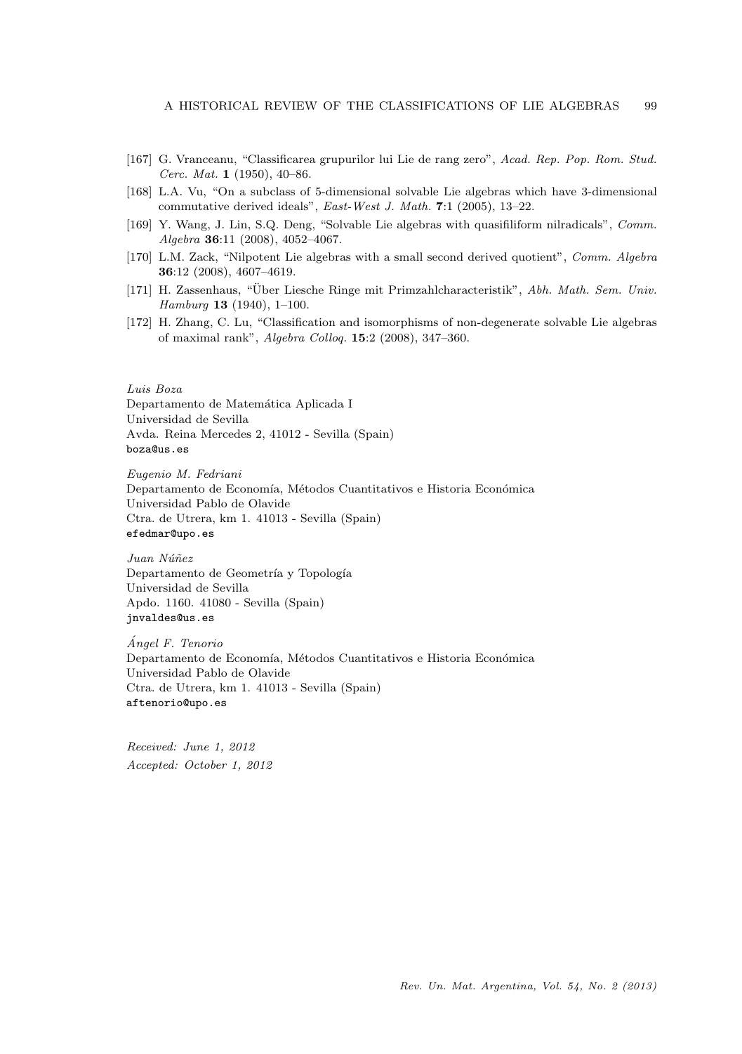[167] G. Vranceanu, "Classificarea grupurilor lui Lie de rang zero", *Acad. Rep. Pop. Rom. Stud. Cerc. Mat.* **1** (1950), 40–86.

[168] L.A. Vu, "On a subclass of 5-dimensional solvable Lie algebras which have 3-dimensional commutative derived ideals", *East-West J. Math.* **7**:1 (2005), 13–22.

[169] Y. Wang, J. Lin, S.Q. Deng, "Solvable Lie algebras with quasifiliform nilradicals", *Comm. Algebra* **36**:11 (2008), 4052–4067.

[170] L.M. Zack, "Nilpotent Lie algebras with a small second derived quotient", *Comm. Algebra* **36**:12 (2008), 4607–4619.

[171] H. Zassenhaus, "Über Liesche Ringe mit Primzahlcharacteristik", *Abh. Math. Sem. Univ. Hamburg* **13** (1940), 1–100.

[172] H. Zhang, C. Lu, "Classification and isomorphisms of non-degenerate solvable Lie algebras of maximal rank", *Algebra Colloq.* **15**:2 (2008), 347–360.

*Luis Boza*
Departamento de Matemática Aplicada I
Universidad de Sevilla
Avda. Reina Mercedes 2, 41012 - Sevilla (Spain)
boza@us.es

*Eugenio M. Fedriani*
Departamento de Economía, Métodos Cuantitativos e Historia Económica
Universidad Pablo de Olavide
Ctra. de Utrera, km 1. 41013 - Sevilla (Spain)
efedmar@upo.es

*Juan Núñez*
Departamento de Geometría y Topología
Universidad de Sevilla
Apdo. 1160. 41080 - Sevilla (Spain)
jnvaldes@us.es

*Ángel F. Tenorio*
Departamento de Economía, Métodos Cuantitativos e Historia Económica
Universidad Pablo de Olavide
Ctra. de Utrera, km 1. 41013 - Sevilla (Spain)
aftenorio@upo.es

*Received: June 1, 2012*
*Accepted: October 1, 2012*